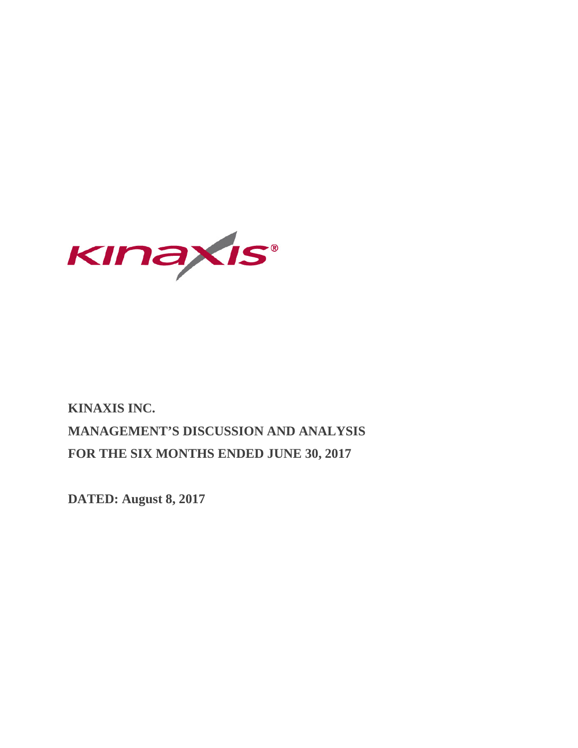# KINAXIS INC.

# MANAGEMENT'S DISCUSSION AND ANALYSIS

# FOR THE SIX MONTHS ENDED JUNE 30, 2017

**DATED: August 8, 2017**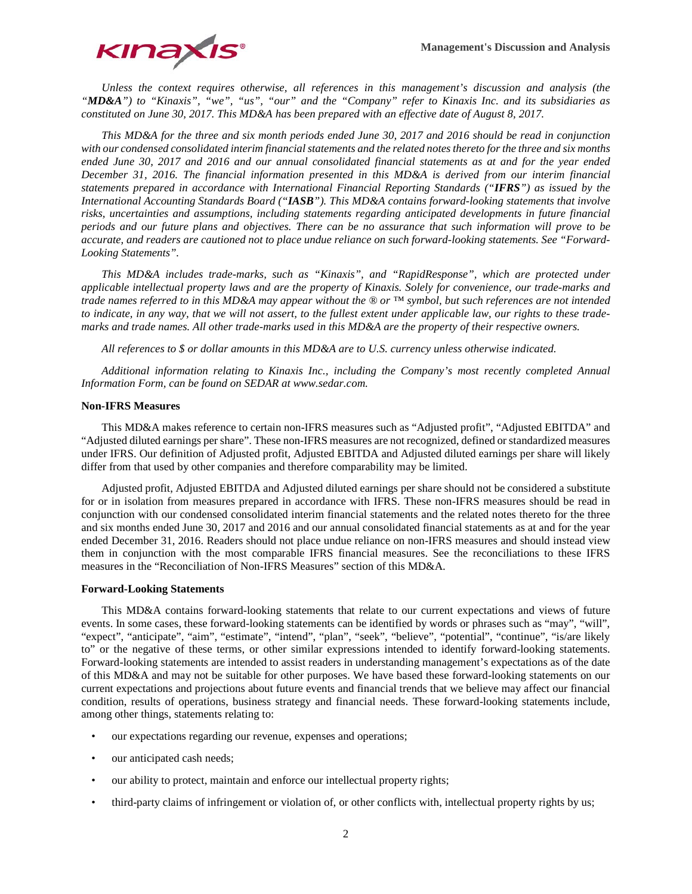*Unless the context requires otherwise, all references in this management's discussion and analysis (the "**MD&A**") to "Kinaxis", "we", "us", "our" and the "Company" refer to Kinaxis Inc. and its subsidiaries as constituted on June 30, 2017. This MD&A has been prepared with an effective date of August 8, 2017.*

*This MD&A for the three and six month periods ended June 30, 2017 and 2016 should be read in conjunction with our condensed consolidated interim financial statements and the related notes thereto for the three and six months ended June 30, 2017 and 2016 and our annual consolidated financial statements as at and for the year ended December 31, 2016. The financial information presented in this MD&A is derived from our interim financial statements prepared in accordance with International Financial Reporting Standards ("**IFRS**") as issued by the International Accounting Standards Board ("**IASB**"). This MD&A contains forward-looking statements that involve risks, uncertainties and assumptions, including statements regarding anticipated developments in future financial periods and our future plans and objectives. There can be no assurance that such information will prove to be accurate, and readers are cautioned not to place undue reliance on such forward-looking statements. See "Forward-Looking Statements".*

*This MD&A includes trade-marks, such as "Kinaxis", and "RapidResponse", which are protected under applicable intellectual property laws and are the property of Kinaxis. Solely for convenience, our trade-marks and trade names referred to in this MD&A may appear without the ® or ™ symbol, but such references are not intended to indicate, in any way, that we will not assert, to the fullest extent under applicable law, our rights to these trade-marks and trade names. All other trade-marks used in this MD&A are the property of their respective owners.*

*All references to $ or dollar amounts in this MD&A are to U.S. currency unless otherwise indicated.*

*Additional information relating to Kinaxis Inc., including the Company's most recently completed Annual Information Form, can be found on SEDAR at www.sedar.com.*

**Non-IFRS Measures**

This MD&A makes reference to certain non-IFRS measures such as "Adjusted profit", "Adjusted EBITDA" and "Adjusted diluted earnings per share". These non-IFRS measures are not recognized, defined or standardized measures under IFRS. Our definition of Adjusted profit, Adjusted EBITDA and Adjusted diluted earnings per share will likely differ from that used by other companies and therefore comparability may be limited.

Adjusted profit, Adjusted EBITDA and Adjusted diluted earnings per share should not be considered a substitute for or in isolation from measures prepared in accordance with IFRS. These non-IFRS measures should be read in conjunction with our condensed consolidated interim financial statements and the related notes thereto for the three and six months ended June 30, 2017 and 2016 and our annual consolidated financial statements as at and for the year ended December 31, 2016. Readers should not place undue reliance on non-IFRS measures and should instead view them in conjunction with the most comparable IFRS financial measures. See the reconciliations to these IFRS measures in the "Reconciliation of Non-IFRS Measures" section of this MD&A.

**Forward-Looking Statements**

This MD&A contains forward-looking statements that relate to our current expectations and views of future events. In some cases, these forward-looking statements can be identified by words or phrases such as "may", "will", "expect", "anticipate", "aim", "estimate", "intend", "plan", "seek", "believe", "potential", "continue", "is/are likely to" or the negative of these terms, or other similar expressions intended to identify forward-looking statements. Forward-looking statements are intended to assist readers in understanding management's expectations as of the date of this MD&A and may not be suitable for other purposes. We have based these forward-looking statements on our current expectations and projections about future events and financial trends that we believe may affect our financial condition, results of operations, business strategy and financial needs. These forward-looking statements include, among other things, statements relating to:

- our expectations regarding our revenue, expenses and operations;
- our anticipated cash needs;
- our ability to protect, maintain and enforce our intellectual property rights;
- third-party claims of infringement or violation of, or other conflicts with, intellectual property rights by us;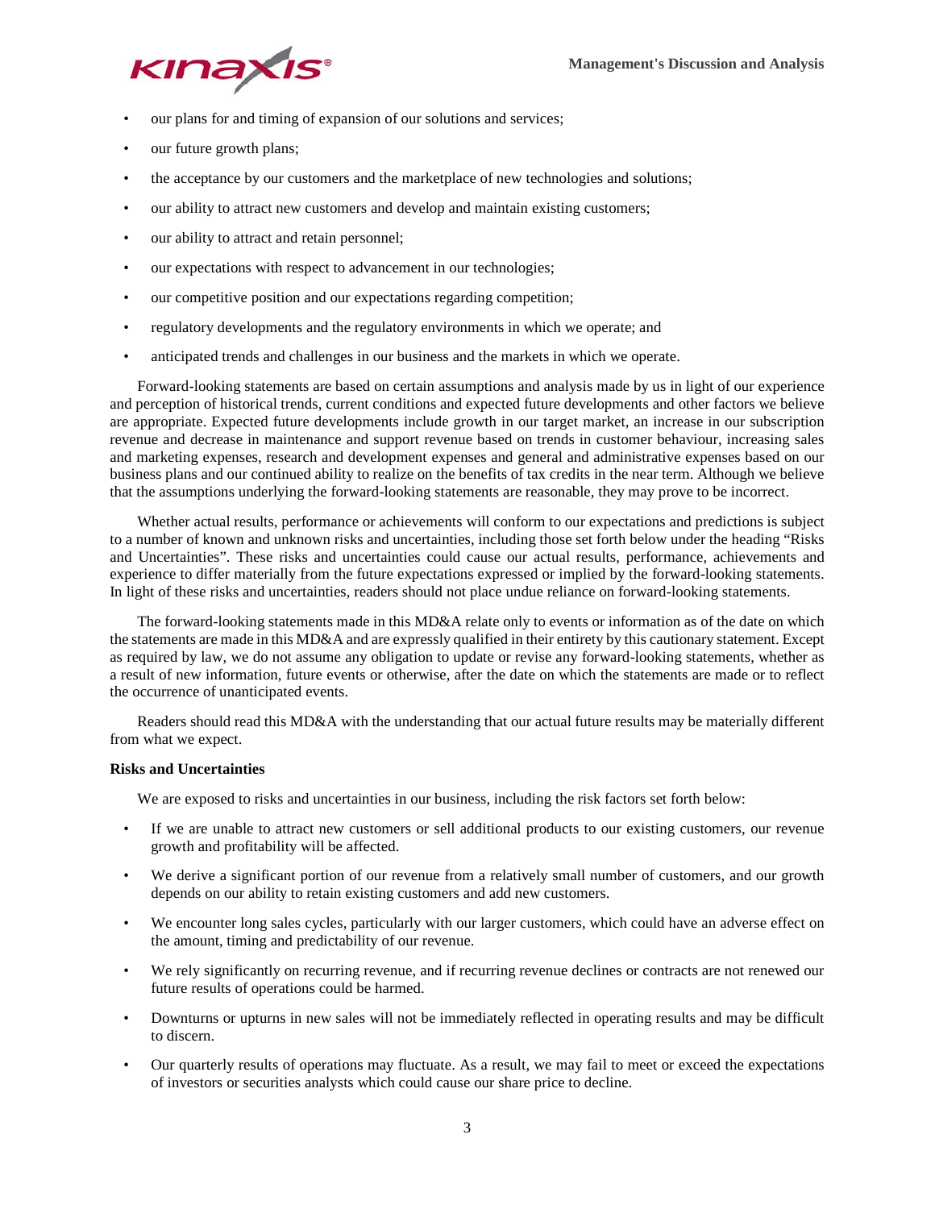- our plans for and timing of expansion of our solutions and services;
- our future growth plans;
- the acceptance by our customers and the marketplace of new technologies and solutions;
- our ability to attract new customers and develop and maintain existing customers;
- our ability to attract and retain personnel;
- our expectations with respect to advancement in our technologies;
- our competitive position and our expectations regarding competition;
- regulatory developments and the regulatory environments in which we operate; and
- anticipated trends and challenges in our business and the markets in which we operate.

Forward-looking statements are based on certain assumptions and analysis made by us in light of our experience and perception of historical trends, current conditions and expected future developments and other factors we believe are appropriate. Expected future developments include growth in our target market, an increase in our subscription revenue and decrease in maintenance and support revenue based on trends in customer behaviour, increasing sales and marketing expenses, research and development expenses and general and administrative expenses based on our business plans and our continued ability to realize on the benefits of tax credits in the near term. Although we believe that the assumptions underlying the forward-looking statements are reasonable, they may prove to be incorrect.

Whether actual results, performance or achievements will conform to our expectations and predictions is subject to a number of known and unknown risks and uncertainties, including those set forth below under the heading "Risks and Uncertainties". These risks and uncertainties could cause our actual results, performance, achievements and experience to differ materially from the future expectations expressed or implied by the forward-looking statements. In light of these risks and uncertainties, readers should not place undue reliance on forward-looking statements.

The forward-looking statements made in this MD&A relate only to events or information as of the date on which the statements are made in this MD&A and are expressly qualified in their entirety by this cautionary statement. Except as required by law, we do not assume any obligation to update or revise any forward-looking statements, whether as a result of new information, future events or otherwise, after the date on which the statements are made or to reflect the occurrence of unanticipated events.

Readers should read this MD&A with the understanding that our actual future results may be materially different from what we expect.

**Risks and Uncertainties**

We are exposed to risks and uncertainties in our business, including the risk factors set forth below:

- If we are unable to attract new customers or sell additional products to our existing customers, our revenue growth and profitability will be affected.
- We derive a significant portion of our revenue from a relatively small number of customers, and our growth depends on our ability to retain existing customers and add new customers.
- We encounter long sales cycles, particularly with our larger customers, which could have an adverse effect on the amount, timing and predictability of our revenue.
- We rely significantly on recurring revenue, and if recurring revenue declines or contracts are not renewed our future results of operations could be harmed.
- Downturns or upturns in new sales will not be immediately reflected in operating results and may be difficult to discern.
- Our quarterly results of operations may fluctuate. As a result, we may fail to meet or exceed the expectations of investors or securities analysts which could cause our share price to decline.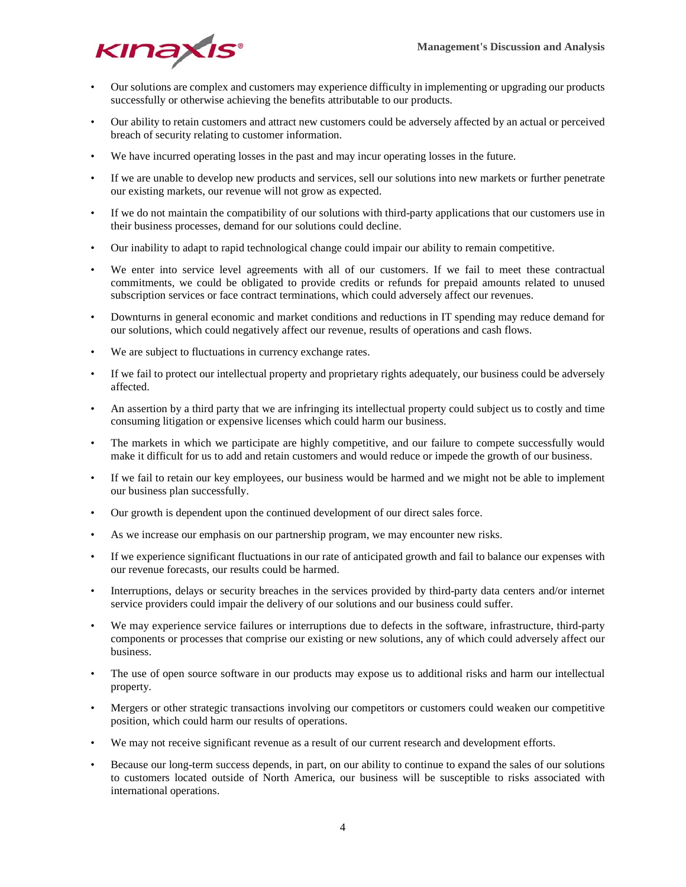- Our solutions are complex and customers may experience difficulty in implementing or upgrading our products successfully or otherwise achieving the benefits attributable to our products.
- Our ability to retain customers and attract new customers could be adversely affected by an actual or perceived breach of security relating to customer information.
- We have incurred operating losses in the past and may incur operating losses in the future.
- If we are unable to develop new products and services, sell our solutions into new markets or further penetrate our existing markets, our revenue will not grow as expected.
- If we do not maintain the compatibility of our solutions with third-party applications that our customers use in their business processes, demand for our solutions could decline.
- Our inability to adapt to rapid technological change could impair our ability to remain competitive.
- We enter into service level agreements with all of our customers. If we fail to meet these contractual commitments, we could be obligated to provide credits or refunds for prepaid amounts related to unused subscription services or face contract terminations, which could adversely affect our revenues.
- Downturns in general economic and market conditions and reductions in IT spending may reduce demand for our solutions, which could negatively affect our revenue, results of operations and cash flows.
- We are subject to fluctuations in currency exchange rates.
- If we fail to protect our intellectual property and proprietary rights adequately, our business could be adversely affected.
- An assertion by a third party that we are infringing its intellectual property could subject us to costly and time consuming litigation or expensive licenses which could harm our business.
- The markets in which we participate are highly competitive, and our failure to compete successfully would make it difficult for us to add and retain customers and would reduce or impede the growth of our business.
- If we fail to retain our key employees, our business would be harmed and we might not be able to implement our business plan successfully.
- Our growth is dependent upon the continued development of our direct sales force.
- As we increase our emphasis on our partnership program, we may encounter new risks.
- If we experience significant fluctuations in our rate of anticipated growth and fail to balance our expenses with our revenue forecasts, our results could be harmed.
- Interruptions, delays or security breaches in the services provided by third-party data centers and/or internet service providers could impair the delivery of our solutions and our business could suffer.
- We may experience service failures or interruptions due to defects in the software, infrastructure, third-party components or processes that comprise our existing or new solutions, any of which could adversely affect our business.
- The use of open source software in our products may expose us to additional risks and harm our intellectual property.
- Mergers or other strategic transactions involving our competitors or customers could weaken our competitive position, which could harm our results of operations.
- We may not receive significant revenue as a result of our current research and development efforts.
- Because our long-term success depends, in part, on our ability to continue to expand the sales of our solutions to customers located outside of North America, our business will be susceptible to risks associated with international operations.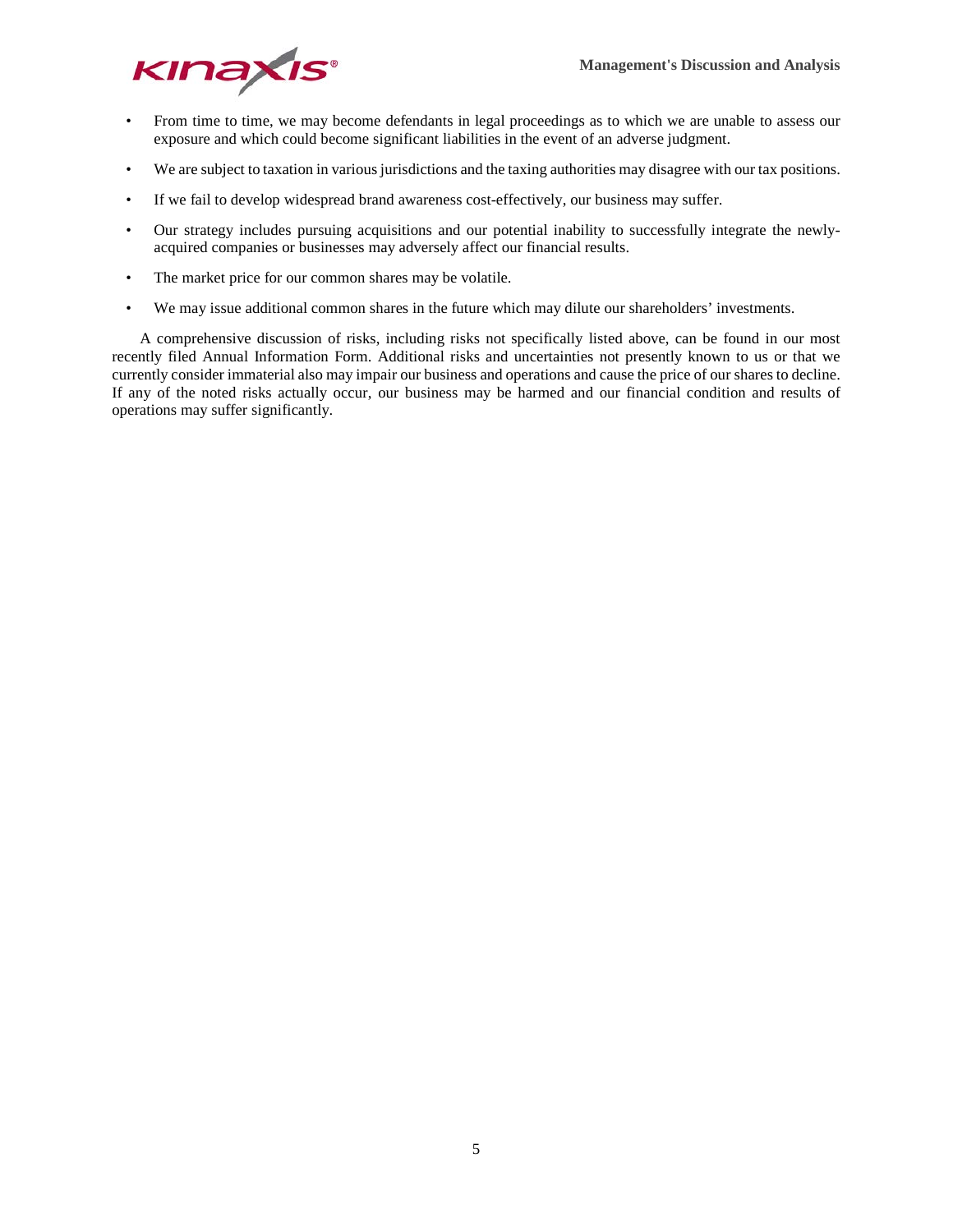- From time to time, we may become defendants in legal proceedings as to which we are unable to assess our exposure and which could become significant liabilities in the event of an adverse judgment.
- We are subject to taxation in various jurisdictions and the taxing authorities may disagree with our tax positions.
- If we fail to develop widespread brand awareness cost-effectively, our business may suffer.
- Our strategy includes pursuing acquisitions and our potential inability to successfully integrate the newly-acquired companies or businesses may adversely affect our financial results.
- The market price for our common shares may be volatile.
- We may issue additional common shares in the future which may dilute our shareholders' investments.

A comprehensive discussion of risks, including risks not specifically listed above, can be found in our most recently filed Annual Information Form. Additional risks and uncertainties not presently known to us or that we currently consider immaterial also may impair our business and operations and cause the price of our shares to decline. If any of the noted risks actually occur, our business may be harmed and our financial condition and results of operations may suffer significantly.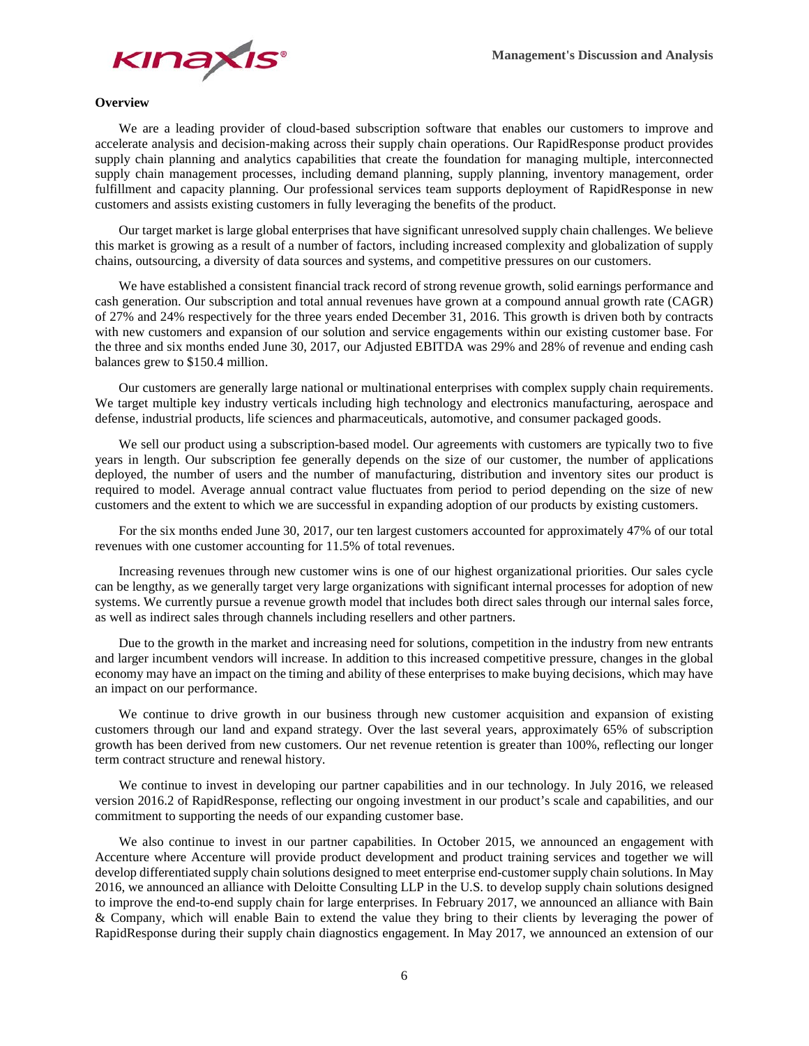## Overview

We are a leading provider of cloud-based subscription software that enables our customers to improve and accelerate analysis and decision-making across their supply chain operations. Our RapidResponse product provides supply chain planning and analytics capabilities that create the foundation for managing multiple, interconnected supply chain management processes, including demand planning, supply planning, inventory management, order fulfillment and capacity planning. Our professional services team supports deployment of RapidResponse in new customers and assists existing customers in fully leveraging the benefits of the product.

Our target market is large global enterprises that have significant unresolved supply chain challenges. We believe this market is growing as a result of a number of factors, including increased complexity and globalization of supply chains, outsourcing, a diversity of data sources and systems, and competitive pressures on our customers.

We have established a consistent financial track record of strong revenue growth, solid earnings performance and cash generation. Our subscription and total annual revenues have grown at a compound annual growth rate (CAGR) of 27% and 24% respectively for the three years ended December 31, 2016. This growth is driven both by contracts with new customers and expansion of our solution and service engagements within our existing customer base. For the three and six months ended June 30, 2017, our Adjusted EBITDA was 29% and 28% of revenue and ending cash balances grew to $150.4 million.

Our customers are generally large national or multinational enterprises with complex supply chain requirements. We target multiple key industry verticals including high technology and electronics manufacturing, aerospace and defense, industrial products, life sciences and pharmaceuticals, automotive, and consumer packaged goods.

We sell our product using a subscription-based model. Our agreements with customers are typically two to five years in length. Our subscription fee generally depends on the size of our customer, the number of applications deployed, the number of users and the number of manufacturing, distribution and inventory sites our product is required to model. Average annual contract value fluctuates from period to period depending on the size of new customers and the extent to which we are successful in expanding adoption of our products by existing customers.

For the six months ended June 30, 2017, our ten largest customers accounted for approximately 47% of our total revenues with one customer accounting for 11.5% of total revenues.

Increasing revenues through new customer wins is one of our highest organizational priorities. Our sales cycle can be lengthy, as we generally target very large organizations with significant internal processes for adoption of new systems. We currently pursue a revenue growth model that includes both direct sales through our internal sales force, as well as indirect sales through channels including resellers and other partners.

Due to the growth in the market and increasing need for solutions, competition in the industry from new entrants and larger incumbent vendors will increase. In addition to this increased competitive pressure, changes in the global economy may have an impact on the timing and ability of these enterprises to make buying decisions, which may have an impact on our performance.

We continue to drive growth in our business through new customer acquisition and expansion of existing customers through our land and expand strategy. Over the last several years, approximately 65% of subscription growth has been derived from new customers. Our net revenue retention is greater than 100%, reflecting our longer term contract structure and renewal history.

We continue to invest in developing our partner capabilities and in our technology. In July 2016, we released version 2016.2 of RapidResponse, reflecting our ongoing investment in our product's scale and capabilities, and our commitment to supporting the needs of our expanding customer base.

We also continue to invest in our partner capabilities. In October 2015, we announced an engagement with Accenture where Accenture will provide product development and product training services and together we will develop differentiated supply chain solutions designed to meet enterprise end-customer supply chain solutions. In May 2016, we announced an alliance with Deloitte Consulting LLP in the U.S. to develop supply chain solutions designed to improve the end-to-end supply chain for large enterprises. In February 2017, we announced an alliance with Bain & Company, which will enable Bain to extend the value they bring to their clients by leveraging the power of RapidResponse during their supply chain diagnostics engagement. In May 2017, we announced an extension of our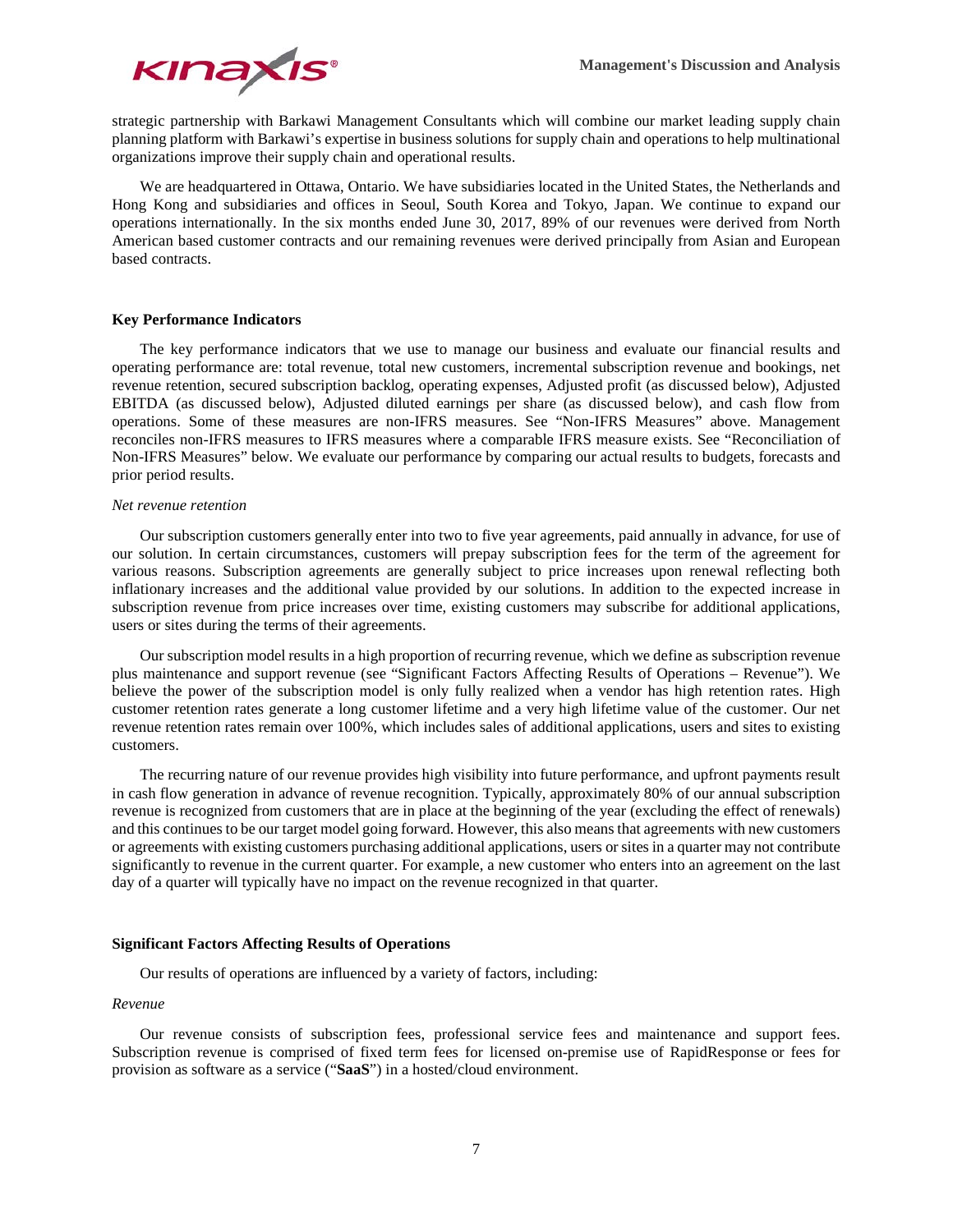strategic partnership with Barkawi Management Consultants which will combine our market leading supply chain planning platform with Barkawi's expertise in business solutions for supply chain and operations to help multinational organizations improve their supply chain and operational results.

We are headquartered in Ottawa, Ontario. We have subsidiaries located in the United States, the Netherlands and Hong Kong and subsidiaries and offices in Seoul, South Korea and Tokyo, Japan. We continue to expand our operations internationally. In the six months ended June 30, 2017, 89% of our revenues were derived from North American based customer contracts and our remaining revenues were derived principally from Asian and European based contracts.

### Key Performance Indicators

The key performance indicators that we use to manage our business and evaluate our financial results and operating performance are: total revenue, total new customers, incremental subscription revenue and bookings, net revenue retention, secured subscription backlog, operating expenses, Adjusted profit (as discussed below), Adjusted EBITDA (as discussed below), Adjusted diluted earnings per share (as discussed below), and cash flow from operations. Some of these measures are non-IFRS measures. See "Non-IFRS Measures" above. Management reconciles non-IFRS measures to IFRS measures where a comparable IFRS measure exists. See "Reconciliation of Non-IFRS Measures" below. We evaluate our performance by comparing our actual results to budgets, forecasts and prior period results.

*Net revenue retention*

Our subscription customers generally enter into two to five year agreements, paid annually in advance, for use of our solution. In certain circumstances, customers will prepay subscription fees for the term of the agreement for various reasons. Subscription agreements are generally subject to price increases upon renewal reflecting both inflationary increases and the additional value provided by our solutions. In addition to the expected increase in subscription revenue from price increases over time, existing customers may subscribe for additional applications, users or sites during the terms of their agreements.

Our subscription model results in a high proportion of recurring revenue, which we define as subscription revenue plus maintenance and support revenue (see "Significant Factors Affecting Results of Operations – Revenue"). We believe the power of the subscription model is only fully realized when a vendor has high retention rates. High customer retention rates generate a long customer lifetime and a very high lifetime value of the customer. Our net revenue retention rates remain over 100%, which includes sales of additional applications, users and sites to existing customers.

The recurring nature of our revenue provides high visibility into future performance, and upfront payments result in cash flow generation in advance of revenue recognition. Typically, approximately 80% of our annual subscription revenue is recognized from customers that are in place at the beginning of the year (excluding the effect of renewals) and this continues to be our target model going forward. However, this also means that agreements with new customers or agreements with existing customers purchasing additional applications, users or sites in a quarter may not contribute significantly to revenue in the current quarter. For example, a new customer who enters into an agreement on the last day of a quarter will typically have no impact on the revenue recognized in that quarter.

### Significant Factors Affecting Results of Operations

Our results of operations are influenced by a variety of factors, including:

*Revenue*

Our revenue consists of subscription fees, professional service fees and maintenance and support fees. Subscription revenue is comprised of fixed term fees for licensed on-premise use of RapidResponse or fees for provision as software as a service ("**SaaS**") in a hosted/cloud environment.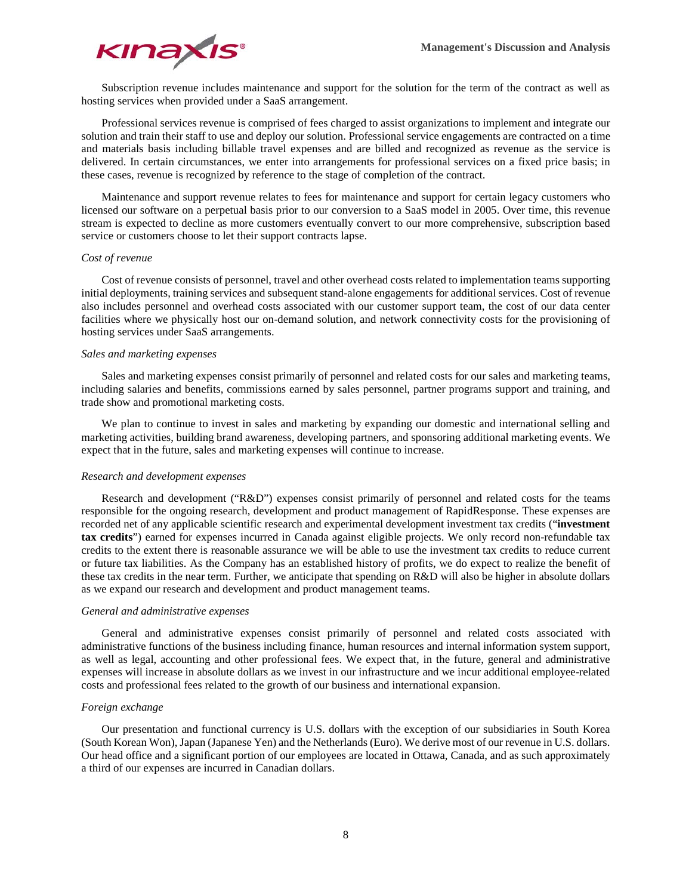Subscription revenue includes maintenance and support for the solution for the term of the contract as well as hosting services when provided under a SaaS arrangement.

Professional services revenue is comprised of fees charged to assist organizations to implement and integrate our solution and train their staff to use and deploy our solution. Professional service engagements are contracted on a time and materials basis including billable travel expenses and are billed and recognized as revenue as the service is delivered. In certain circumstances, we enter into arrangements for professional services on a fixed price basis; in these cases, revenue is recognized by reference to the stage of completion of the contract.

Maintenance and support revenue relates to fees for maintenance and support for certain legacy customers who licensed our software on a perpetual basis prior to our conversion to a SaaS model in 2005. Over time, this revenue stream is expected to decline as more customers eventually convert to our more comprehensive, subscription based service or customers choose to let their support contracts lapse.

*Cost of revenue*

Cost of revenue consists of personnel, travel and other overhead costs related to implementation teams supporting initial deployments, training services and subsequent stand-alone engagements for additional services. Cost of revenue also includes personnel and overhead costs associated with our customer support team, the cost of our data center facilities where we physically host our on-demand solution, and network connectivity costs for the provisioning of hosting services under SaaS arrangements.

*Sales and marketing expenses*

Sales and marketing expenses consist primarily of personnel and related costs for our sales and marketing teams, including salaries and benefits, commissions earned by sales personnel, partner programs support and training, and trade show and promotional marketing costs.

We plan to continue to invest in sales and marketing by expanding our domestic and international selling and marketing activities, building brand awareness, developing partners, and sponsoring additional marketing events. We expect that in the future, sales and marketing expenses will continue to increase.

*Research and development expenses*

Research and development ("R&D") expenses consist primarily of personnel and related costs for the teams responsible for the ongoing research, development and product management of RapidResponse. These expenses are recorded net of any applicable scientific research and experimental development investment tax credits ("**investment tax credits**") earned for expenses incurred in Canada against eligible projects. We only record non-refundable tax credits to the extent there is reasonable assurance we will be able to use the investment tax credits to reduce current or future tax liabilities. As the Company has an established history of profits, we do expect to realize the benefit of these tax credits in the near term. Further, we anticipate that spending on R&D will also be higher in absolute dollars as we expand our research and development and product management teams.

*General and administrative expenses*

General and administrative expenses consist primarily of personnel and related costs associated with administrative functions of the business including finance, human resources and internal information system support, as well as legal, accounting and other professional fees. We expect that, in the future, general and administrative expenses will increase in absolute dollars as we invest in our infrastructure and we incur additional employee-related costs and professional fees related to the growth of our business and international expansion.

*Foreign exchange*

Our presentation and functional currency is U.S. dollars with the exception of our subsidiaries in South Korea (South Korean Won), Japan (Japanese Yen) and the Netherlands (Euro). We derive most of our revenue in U.S. dollars. Our head office and a significant portion of our employees are located in Ottawa, Canada, and as such approximately a third of our expenses are incurred in Canadian dollars.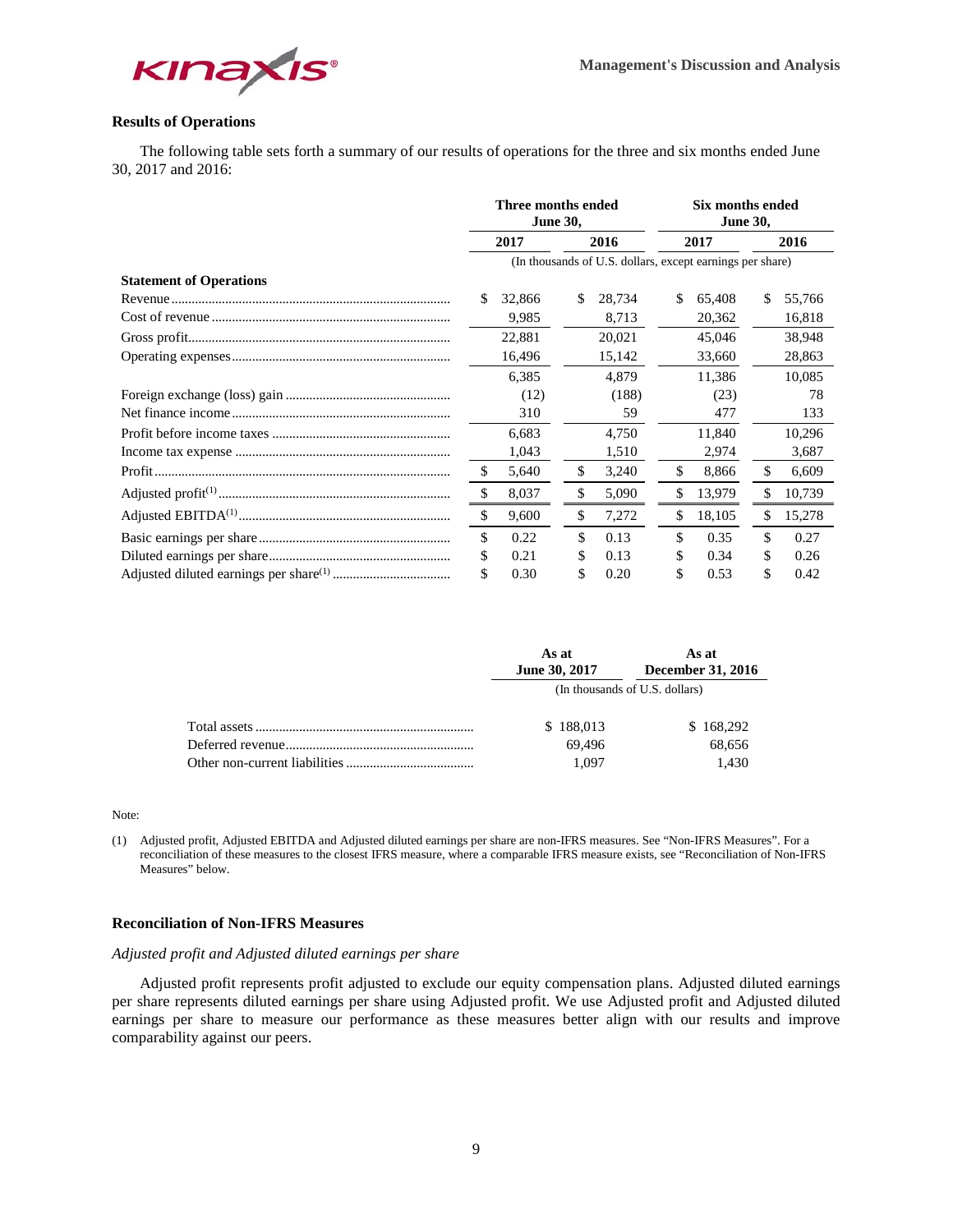## Results of Operations

The following table sets forth a summary of our results of operations for the three and six months ended June 30, 2017 and 2016:

| | Three months ended June 30, | | Six months ended June 30, | |
|---|---|---|---|---|
| | 2017 | 2016 | 2017 | 2016 |
| | (In thousands of U.S. dollars, except earnings per share) | | | |
| **Statement of Operations** | | | | |
| Revenue | $ 32,866 | $ 28,734 | $ 65,408 | $ 55,766 |
| Cost of revenue | 9,985 | 8,713 | 20,362 | 16,818 |
| Gross profit | 22,881 | 20,021 | 45,046 | 38,948 |
| Operating expenses | 16,496 | 15,142 | 33,660 | 28,863 |
| | 6,385 | 4,879 | 11,386 | 10,085 |
| Foreign exchange (loss) gain | (12) | (188) | (23) | 78 |
| Net finance income | 310 | 59 | 477 | 133 |
| Profit before income taxes | 6,683 | 4,750 | 11,840 | 10,296 |
| Income tax expense | 1,043 | 1,510 | 2,974 | 3,687 |
| Profit | $ 5,640 | $ 3,240 | $ 8,866 | $ 6,609 |
| Adjusted profit(1) | $ 8,037 | $ 5,090 | $ 13,979 | $ 10,739 |
| Adjusted EBITDA(1) | $ 9,600 | $ 7,272 | $ 18,105 | $ 15,278 |
| Basic earnings per share | $ 0.22 | $ 0.13 | $ 0.35 | $ 0.27 |
| Diluted earnings per share | $ 0.21 | $ 0.13 | $ 0.34 | $ 0.26 |
| Adjusted diluted earnings per share(1) | $ 0.30 | $ 0.20 | $ 0.53 | $ 0.42 |

| | As at June 30, 2017 | As at December 31, 2016 |
|---|---|---|
| | (In thousands of U.S. dollars) | |
| Total assets | $ 188,013 | $ 168,292 |
| Deferred revenue | 69,496 | 68,656 |
| Other non-current liabilities | 1,097 | 1,430 |

Note:

(1) Adjusted profit, Adjusted EBITDA and Adjusted diluted earnings per share are non-IFRS measures. See "Non-IFRS Measures". For a reconciliation of these measures to the closest IFRS measure, where a comparable IFRS measure exists, see "Reconciliation of Non-IFRS Measures" below.

## Reconciliation of Non-IFRS Measures

*Adjusted profit and Adjusted diluted earnings per share*

Adjusted profit represents profit adjusted to exclude our equity compensation plans. Adjusted diluted earnings per share represents diluted earnings per share using Adjusted profit. We use Adjusted profit and Adjusted diluted earnings per share to measure our performance as these measures better align with our results and improve comparability against our peers.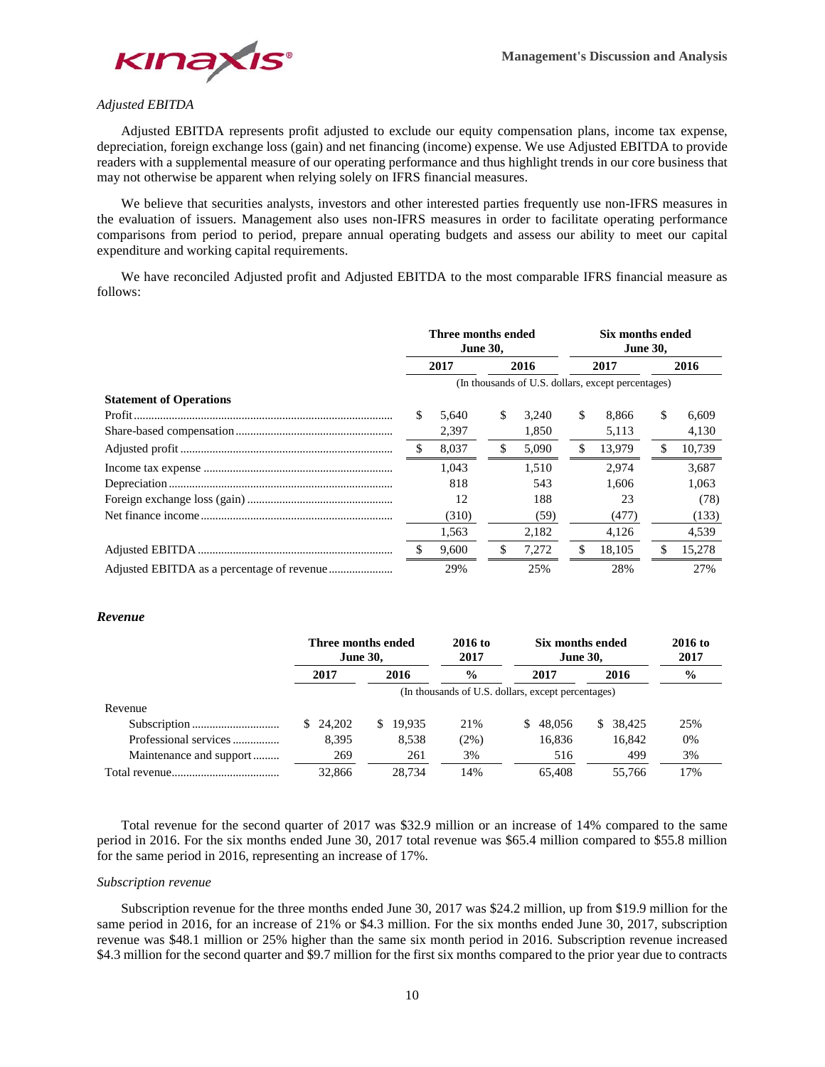*Adjusted EBITDA*

Adjusted EBITDA represents profit adjusted to exclude our equity compensation plans, income tax expense, depreciation, foreign exchange loss (gain) and net financing (income) expense. We use Adjusted EBITDA to provide readers with a supplemental measure of our operating performance and thus highlight trends in our core business that may not otherwise be apparent when relying solely on IFRS financial measures.

We believe that securities analysts, investors and other interested parties frequently use non-IFRS measures in the evaluation of issuers. Management also uses non-IFRS measures in order to facilitate operating performance comparisons from period to period, prepare annual operating budgets and assess our ability to meet our capital expenditure and working capital requirements.

We have reconciled Adjusted profit and Adjusted EBITDA to the most comparable IFRS financial measure as follows:

| | Three months ended June 30, | | Six months ended June 30, | |
|---|---|---|---|---|
| | 2017 | 2016 | 2017 | 2016 |
| | (In thousands of U.S. dollars, except percentages) | | | |
| **Statement of Operations** | | | | |
| Profit | $ 5,640 | $ 3,240 | $ 8,866 | $ 6,609 |
| Share-based compensation | 2,397 | 1,850 | 5,113 | 4,130 |
| Adjusted profit | $ 8,037 | $ 5,090 | $ 13,979 | $ 10,739 |
| Income tax expense | 1,043 | 1,510 | 2,974 | 3,687 |
| Depreciation | 818 | 543 | 1,606 | 1,063 |
| Foreign exchange loss (gain) | 12 | 188 | 23 | (78) |
| Net finance income | (310) | (59) | (477) | (133) |
| | 1,563 | 2,182 | 4,126 | 4,539 |
| Adjusted EBITDA | $ 9,600 | $ 7,272 | $ 18,105 | $ 15,278 |
| Adjusted EBITDA as a percentage of revenue | 29% | 25% | 28% | 27% |

### *Revenue*

| | Three months ended June 30, | | 2016 to 2017 | Six months ended June 30, | | 2016 to 2017 |
|---|---|---|---|---|---|---|
| | 2017 | 2016 | % | 2017 | 2016 | % |
| | (In thousands of U.S. dollars, except percentages) | | | | | |
| Revenue | | | | | | |
| Subscription | $ 24,202 | $ 19,935 | 21% | $ 48,056 | $ 38,425 | 25% |
| Professional services | 8,395 | 8,538 | (2%) | 16,836 | 16,842 | 0% |
| Maintenance and support | 269 | 261 | 3% | 516 | 499 | 3% |
| Total revenue | 32,866 | 28,734 | 14% | 65,408 | 55,766 | 17% |

Total revenue for the second quarter of 2017 was $32.9 million or an increase of 14% compared to the same period in 2016. For the six months ended June 30, 2017 total revenue was $65.4 million compared to $55.8 million for the same period in 2016, representing an increase of 17%.

*Subscription revenue*

Subscription revenue for the three months ended June 30, 2017 was $24.2 million, up from $19.9 million for the same period in 2016, for an increase of 21% or $4.3 million. For the six months ended June 30, 2017, subscription revenue was $48.1 million or 25% higher than the same six month period in 2016. Subscription revenue increased $4.3 million for the second quarter and $9.7 million for the first six months compared to the prior year due to contracts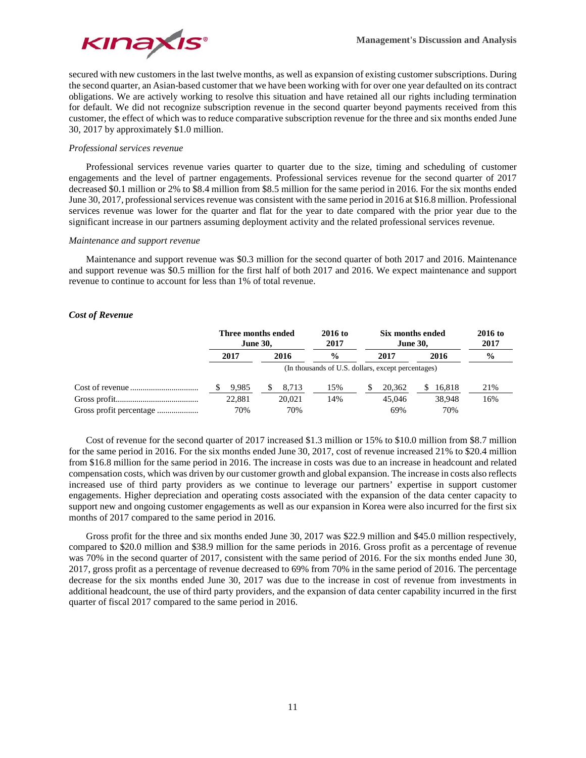secured with new customers in the last twelve months, as well as expansion of existing customer subscriptions. During the second quarter, an Asian-based customer that we have been working with for over one year defaulted on its contract obligations. We are actively working to resolve this situation and have retained all our rights including termination for default. We did not recognize subscription revenue in the second quarter beyond payments received from this customer, the effect of which was to reduce comparative subscription revenue for the three and six months ended June 30, 2017 by approximately $1.0 million.

*Professional services revenue*

Professional services revenue varies quarter to quarter due to the size, timing and scheduling of customer engagements and the level of partner engagements. Professional services revenue for the second quarter of 2017 decreased $0.1 million or 2% to $8.4 million from $8.5 million for the same period in 2016. For the six months ended June 30, 2017, professional services revenue was consistent with the same period in 2016 at $16.8 million. Professional services revenue was lower for the quarter and flat for the year to date compared with the prior year due to the significant increase in our partners assuming deployment activity and the related professional services revenue.

*Maintenance and support revenue*

Maintenance and support revenue was $0.3 million for the second quarter of both 2017 and 2016. Maintenance and support revenue was $0.5 million for the first half of both 2017 and 2016. We expect maintenance and support revenue to continue to account for less than 1% of total revenue.

***Cost of Revenue***

| | Three months ended June 30, | | 2016 to 2017 | Six months ended June 30, | | 2016 to 2017 |
|---|---|---|---|---|---|---|
| | 2017 | 2016 | % | 2017 | 2016 | % |
| | (In thousands of U.S. dollars, except percentages) | | | | | |
| Cost of revenue | $ 9,985 | $ 8,713 | 15% | $ 20,362 | $ 16,818 | 21% |
| Gross profit | 22,881 | 20,021 | 14% | 45,046 | 38,948 | 16% |
| Gross profit percentage | 70% | 70% | | 69% | 70% | |

Cost of revenue for the second quarter of 2017 increased $1.3 million or 15% to $10.0 million from $8.7 million for the same period in 2016. For the six months ended June 30, 2017, cost of revenue increased 21% to $20.4 million from $16.8 million for the same period in 2016. The increase in costs was due to an increase in headcount and related compensation costs, which was driven by our customer growth and global expansion. The increase in costs also reflects increased use of third party providers as we continue to leverage our partners' expertise in support customer engagements. Higher depreciation and operating costs associated with the expansion of the data center capacity to support new and ongoing customer engagements as well as our expansion in Korea were also incurred for the first six months of 2017 compared to the same period in 2016.

Gross profit for the three and six months ended June 30, 2017 was $22.9 million and $45.0 million respectively, compared to $20.0 million and $38.9 million for the same periods in 2016. Gross profit as a percentage of revenue was 70% in the second quarter of 2017, consistent with the same period of 2016. For the six months ended June 30, 2017, gross profit as a percentage of revenue decreased to 69% from 70% in the same period of 2016. The percentage decrease for the six months ended June 30, 2017 was due to the increase in cost of revenue from investments in additional headcount, the use of third party providers, and the expansion of data center capability incurred in the first quarter of fiscal 2017 compared to the same period in 2016.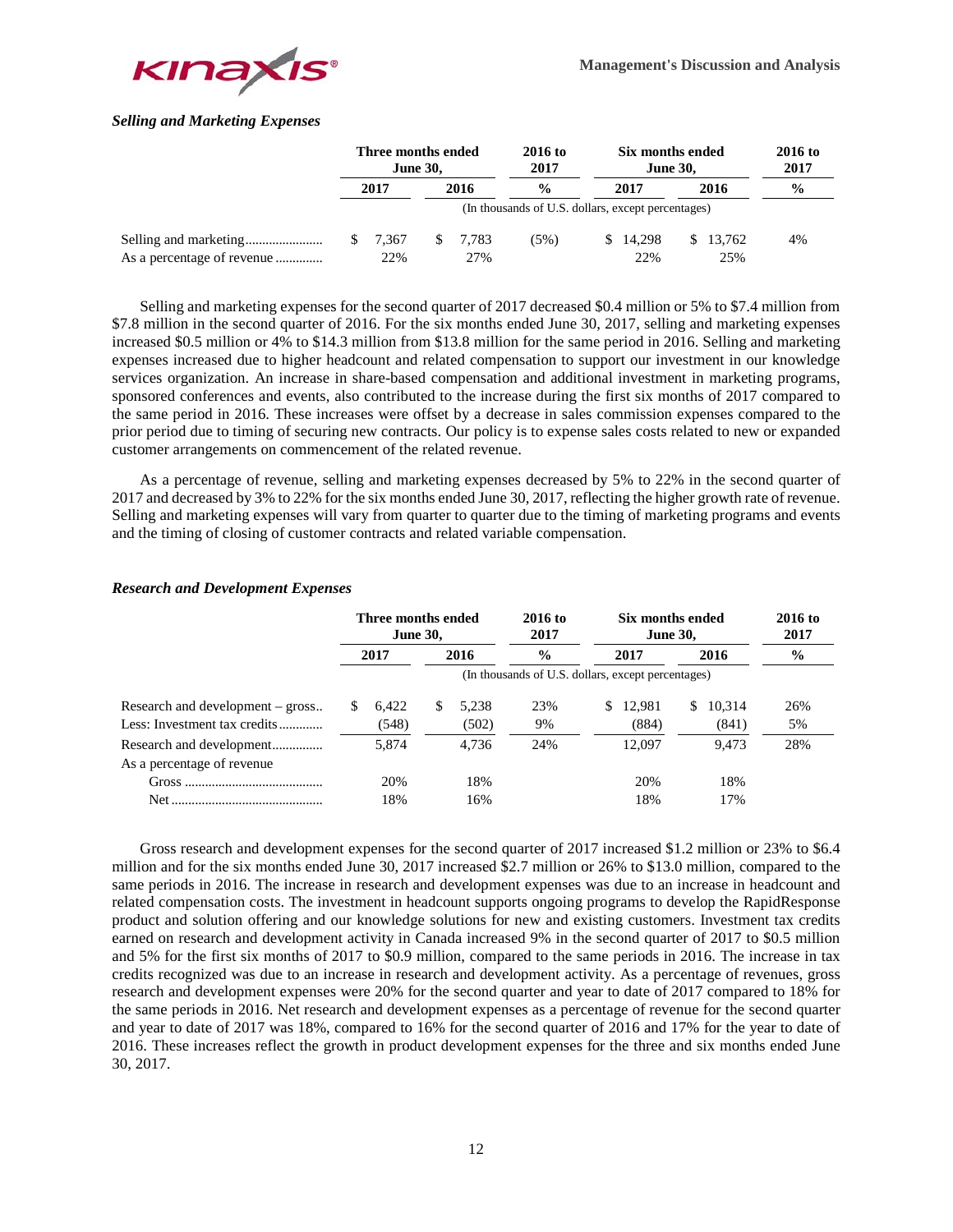### *Selling and Marketing Expenses*

| | Three months ended June 30, | | 2016 to 2017 | Six months ended June 30, | | 2016 to 2017 |
|---|---|---|---|---|---|---|
| | 2017 | 2016 | % | 2017 | 2016 | % |
| | (In thousands of U.S. dollars, except percentages) | | | | | |
| Selling and marketing | $ 7,367 | $ 7,783 | (5%) | $ 14,298 | $ 13,762 | 4% |
| As a percentage of revenue | 22% | 27% | | 22% | 25% | |

Selling and marketing expenses for the second quarter of 2017 decreased $0.4 million or 5% to $7.4 million from $7.8 million in the second quarter of 2016. For the six months ended June 30, 2017, selling and marketing expenses increased $0.5 million or 4% to $14.3 million from $13.8 million for the same period in 2016. Selling and marketing expenses increased due to higher headcount and related compensation to support our investment in our knowledge services organization. An increase in share-based compensation and additional investment in marketing programs, sponsored conferences and events, also contributed to the increase during the first six months of 2017 compared to the same period in 2016. These increases were offset by a decrease in sales commission expenses compared to the prior period due to timing of securing new contracts. Our policy is to expense sales costs related to new or expanded customer arrangements on commencement of the related revenue.

As a percentage of revenue, selling and marketing expenses decreased by 5% to 22% in the second quarter of 2017 and decreased by 3% to 22% for the six months ended June 30, 2017, reflecting the higher growth rate of revenue. Selling and marketing expenses will vary from quarter to quarter due to the timing of marketing programs and events and the timing of closing of customer contracts and related variable compensation.

### *Research and Development Expenses*

| | Three months ended June 30, | | 2016 to 2017 | Six months ended June 30, | | 2016 to 2017 |
|---|---|---|---|---|---|---|
| | 2017 | 2016 | % | 2017 | 2016 | % |
| | (In thousands of U.S. dollars, except percentages) | | | | | |
| Research and development – gross | $ 6,422 | $ 5,238 | 23% | $ 12,981 | $ 10,314 | 26% |
| Less: Investment tax credits | (548) | (502) | 9% | (884) | (841) | 5% |
| Research and development | 5,874 | 4,736 | 24% | 12,097 | 9,473 | 28% |
| As a percentage of revenue | | | | | | |
| Gross | 20% | 18% | | 20% | 18% | |
| Net | 18% | 16% | | 18% | 17% | |

Gross research and development expenses for the second quarter of 2017 increased $1.2 million or 23% to $6.4 million and for the six months ended June 30, 2017 increased $2.7 million or 26% to $13.0 million, compared to the same periods in 2016. The increase in research and development expenses was due to an increase in headcount and related compensation costs. The investment in headcount supports ongoing programs to develop the RapidResponse product and solution offering and our knowledge solutions for new and existing customers. Investment tax credits earned on research and development activity in Canada increased 9% in the second quarter of 2017 to $0.5 million and 5% for the first six months of 2017 to $0.9 million, compared to the same periods in 2016. The increase in tax credits recognized was due to an increase in research and development activity. As a percentage of revenues, gross research and development expenses were 20% for the second quarter and year to date of 2017 compared to 18% for the same periods in 2016. Net research and development expenses as a percentage of revenue for the second quarter and year to date of 2017 was 18%, compared to 16% for the second quarter of 2016 and 17% for the year to date of 2016. These increases reflect the growth in product development expenses for the three and six months ended June 30, 2017.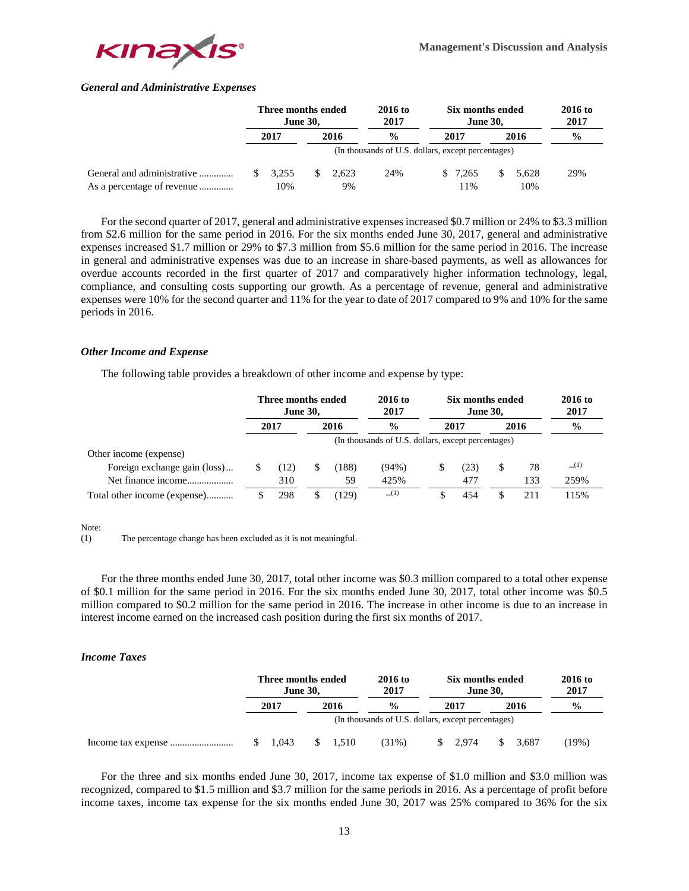### *General and Administrative Expenses*

| | Three months ended June 30, | | 2016 to 2017 | Six months ended June 30, | | 2016 to 2017 |
|---|---|---|---|---|---|---|
| | 2017 | 2016 | % | 2017 | 2016 | % |
| | (In thousands of U.S. dollars, except percentages) | | | | | |
| General and administrative | $ 3,255 | $ 2,623 | 24% | $ 7,265 | $ 5,628 | 29% |
| As a percentage of revenue | 10% | 9% | | 11% | 10% | |

For the second quarter of 2017, general and administrative expenses increased $0.7 million or 24% to $3.3 million from $2.6 million for the same period in 2016. For the six months ended June 30, 2017, general and administrative expenses increased $1.7 million or 29% to $7.3 million from $5.6 million for the same period in 2016. The increase in general and administrative expenses was due to an increase in share-based payments, as well as allowances for overdue accounts recorded in the first quarter of 2017 and comparatively higher information technology, legal, compliance, and consulting costs supporting our growth. As a percentage of revenue, general and administrative expenses were 10% for the second quarter and 11% for the year to date of 2017 compared to 9% and 10% for the same periods in 2016.

### *Other Income and Expense*

The following table provides a breakdown of other income and expense by type:

| | Three months ended June 30, | | 2016 to 2017 | Six months ended June 30, | | 2016 to 2017 |
|---|---|---|---|---|---|---|
| | 2017 | 2016 | % | 2017 | 2016 | % |
| | (In thousands of U.S. dollars, except percentages) | | | | | |
| Other income (expense) | | | | | | |
| Foreign exchange gain (loss) | $ (12) | $ (188) | (94%) | $ (23) | $ 78 | –(1) |
| Net finance income | 310 | 59 | 425% | 477 | 133 | 259% |
| Total other income (expense) | $ 298 | $ (129) | –(1) | $ 454 | $ 211 | 115% |

Note:
(1) The percentage change has been excluded as it is not meaningful.

For the three months ended June 30, 2017, total other income was $0.3 million compared to a total other expense of $0.1 million for the same period in 2016. For the six months ended June 30, 2017, total other income was $0.5 million compared to $0.2 million for the same period in 2016. The increase in other income is due to an increase in interest income earned on the increased cash position during the first six months of 2017.

### *Income Taxes*

| | Three months ended June 30, | | 2016 to 2017 | Six months ended June 30, | | 2016 to 2017 |
|---|---|---|---|---|---|---|
| | 2017 | 2016 | % | 2017 | 2016 | % |
| | (In thousands of U.S. dollars, except percentages) | | | | | |
| Income tax expense | $ 1,043 | $ 1,510 | (31%) | $ 2,974 | $ 3,687 | (19%) |

For the three and six months ended June 30, 2017, income tax expense of $1.0 million and $3.0 million was recognized, compared to $1.5 million and $3.7 million for the same periods in 2016. As a percentage of profit before income taxes, income tax expense for the six months ended June 30, 2017 was 25% compared to 36% for the six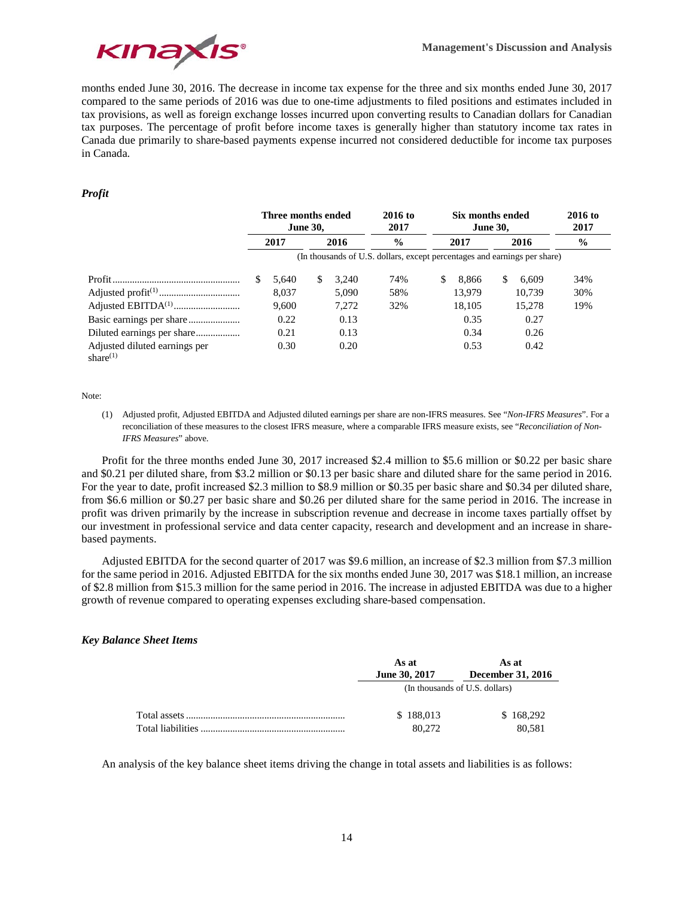months ended June 30, 2016. The decrease in income tax expense for the three and six months ended June 30, 2017 compared to the same periods of 2016 was due to one-time adjustments to filed positions and estimates included in tax provisions, as well as foreign exchange losses incurred upon converting results to Canadian dollars for Canadian tax purposes. The percentage of profit before income taxes is generally higher than statutory income tax rates in Canada due primarily to share-based payments expense incurred not considered deductible for income tax purposes in Canada.

### *Profit*

| | Three months ended June 30, | | 2016 to 2017 | Six months ended June 30, | | 2016 to 2017 |
|---|---|---|---|---|---|---|
| | 2017 | 2016 | % | 2017 | 2016 | % |
| | (In thousands of U.S. dollars, except percentages and earnings per share) | | | | | |
| Profit | $ 5,640 | $ 3,240 | 74% | $ 8,866 | $ 6,609 | 34% |
| Adjusted profit(1) | 8,037 | 5,090 | 58% | 13,979 | 10,739 | 30% |
| Adjusted EBITDA(1) | 9,600 | 7,272 | 32% | 18,105 | 15,278 | 19% |
| Basic earnings per share | 0.22 | 0.13 | | 0.35 | 0.27 | |
| Diluted earnings per share | 0.21 | 0.13 | | 0.34 | 0.26 | |
| Adjusted diluted earnings per share(1) | 0.30 | 0.20 | | 0.53 | 0.42 | |

Note:

(1) Adjusted profit, Adjusted EBITDA and Adjusted diluted earnings per share are non-IFRS measures. See "*Non-IFRS Measures*". For a reconciliation of these measures to the closest IFRS measure, where a comparable IFRS measure exists, see "*Reconciliation of Non-IFRS Measures*" above.

Profit for the three months ended June 30, 2017 increased $2.4 million to $5.6 million or $0.22 per basic share and $0.21 per diluted share, from $3.2 million or $0.13 per basic share and diluted share for the same period in 2016. For the year to date, profit increased $2.3 million to $8.9 million or $0.35 per basic share and $0.34 per diluted share, from $6.6 million or $0.27 per basic share and $0.26 per diluted share for the same period in 2016. The increase in profit was driven primarily by the increase in subscription revenue and decrease in income taxes partially offset by our investment in professional service and data center capacity, research and development and an increase in share-based payments.

Adjusted EBITDA for the second quarter of 2017 was $9.6 million, an increase of $2.3 million from $7.3 million for the same period in 2016. Adjusted EBITDA for the six months ended June 30, 2017 was $18.1 million, an increase of $2.8 million from $15.3 million for the same period in 2016. The increase in adjusted EBITDA was due to a higher growth of revenue compared to operating expenses excluding share-based compensation.

### *Key Balance Sheet Items*

| | As at June 30, 2017 | As at December 31, 2016 |
|---|---|---|
| | (In thousands of U.S. dollars) | |
| Total assets | $ 188,013 | $ 168,292 |
| Total liabilities | 80,272 | 80,581 |

An analysis of the key balance sheet items driving the change in total assets and liabilities is as follows: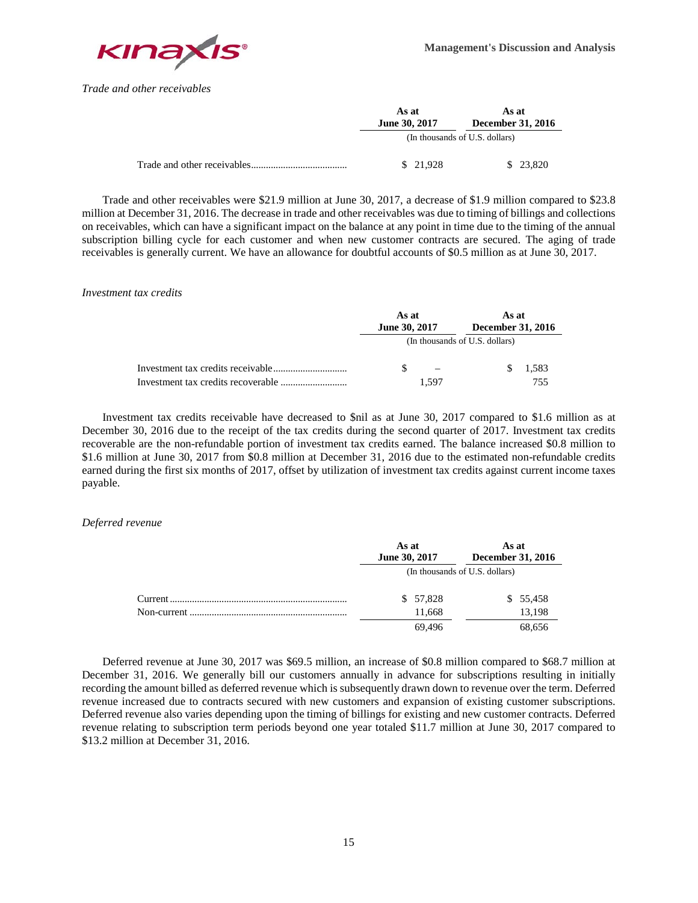*Trade and other receivables*

| | As at June 30, 2017 | As at December 31, 2016 |
|---|---|---|
| | (In thousands of U.S. dollars) | |
| Trade and other receivables | $ 21,928 | $ 23,820 |

Trade and other receivables were \$21.9 million at June 30, 2017, a decrease of \$1.9 million compared to \$23.8 million at December 31, 2016. The decrease in trade and other receivables was due to timing of billings and collections on receivables, which can have a significant impact on the balance at any point in time due to the timing of the annual subscription billing cycle for each customer and when new customer contracts are secured. The aging of trade receivables is generally current. We have an allowance for doubtful accounts of \$0.5 million as at June 30, 2017.

*Investment tax credits*

| | As at June 30, 2017 | As at December 31, 2016 |
|---|---|---|
| | (In thousands of U.S. dollars) | |
| Investment tax credits receivable | $ – | $ 1,583 |
| Investment tax credits recoverable | 1,597 | 755 |

Investment tax credits receivable have decreased to \$nil as at June 30, 2017 compared to \$1.6 million as at December 30, 2016 due to the receipt of the tax credits during the second quarter of 2017. Investment tax credits recoverable are the non-refundable portion of investment tax credits earned. The balance increased \$0.8 million to \$1.6 million at June 30, 2017 from \$0.8 million at December 31, 2016 due to the estimated non-refundable credits earned during the first six months of 2017, offset by utilization of investment tax credits against current income taxes payable.

*Deferred revenue*

| | As at June 30, 2017 | As at December 31, 2016 |
|---|---|---|
| | (In thousands of U.S. dollars) | |
| Current | $ 57,828 | $ 55,458 |
| Non-current | 11,668 | 13,198 |
| | 69,496 | 68,656 |

Deferred revenue at June 30, 2017 was \$69.5 million, an increase of \$0.8 million compared to \$68.7 million at December 31, 2016. We generally bill our customers annually in advance for subscriptions resulting in initially recording the amount billed as deferred revenue which is subsequently drawn down to revenue over the term. Deferred revenue increased due to contracts secured with new customers and expansion of existing customer subscriptions. Deferred revenue also varies depending upon the timing of billings for existing and new customer contracts. Deferred revenue relating to subscription term periods beyond one year totaled \$11.7 million at June 30, 2017 compared to \$13.2 million at December 31, 2016.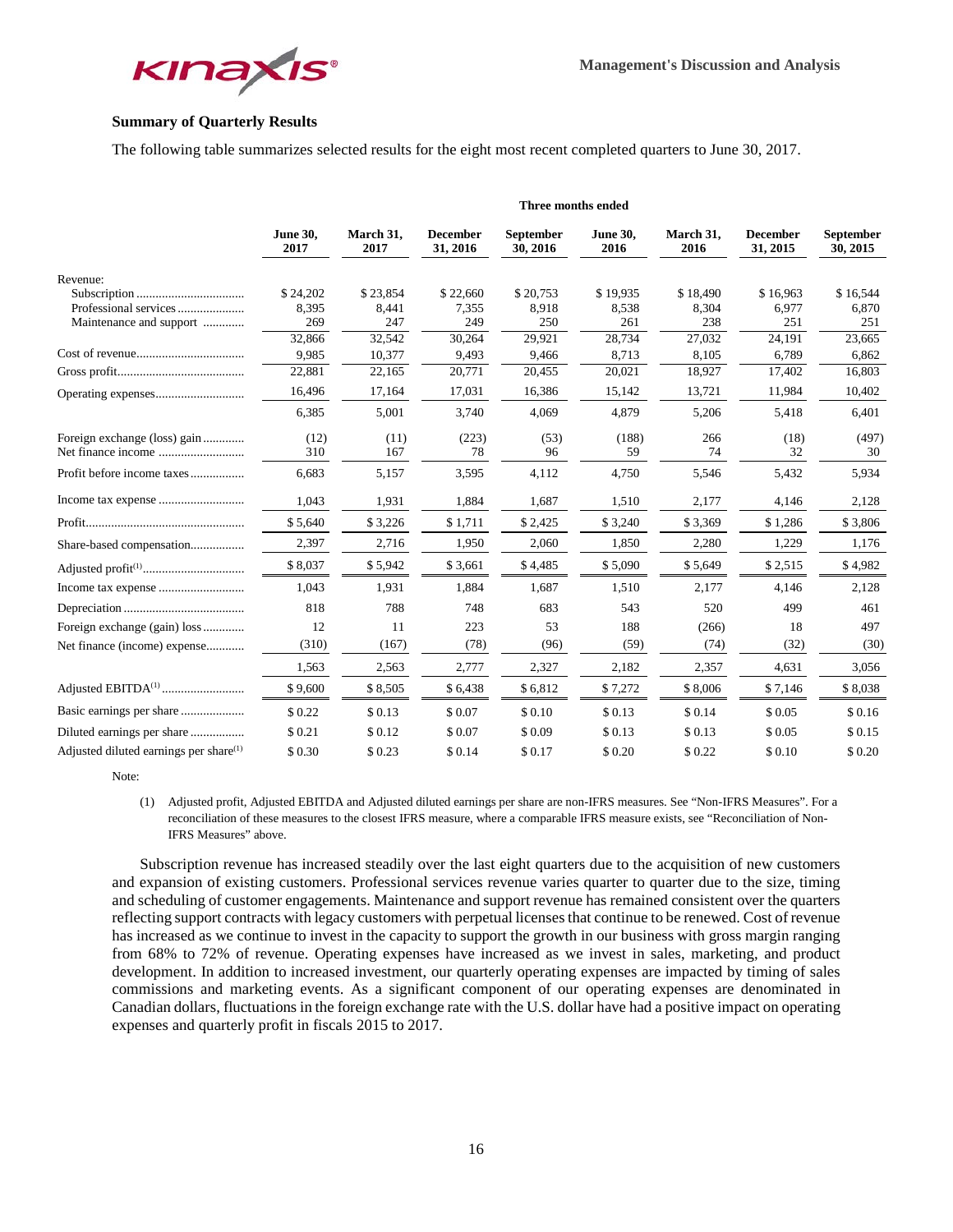### Summary of Quarterly Results

The following table summarizes selected results for the eight most recent completed quarters to June 30, 2017.

| | Three months ended | | | | | | | |
|---|---|---|---|---|---|---|---|---|
| | June 30, 2017 | March 31, 2017 | December 31, 2016 | September 30, 2016 | June 30, 2016 | March 31, 2016 | December 31, 2015 | September 30, 2015 |
| Revenue: | | | | | | | | |
| Subscription | $ 24,202 | $ 23,854 | $ 22,660 | $ 20,753 | $ 19,935 | $ 18,490 | $ 16,963 | $ 16,544 |
| Professional services | 8,395 | 8,441 | 7,355 | 8,918 | 8,538 | 8,304 | 6,977 | 6,870 |
| Maintenance and support | 269 | 247 | 249 | 250 | 261 | 238 | 251 | 251 |
| | 32,866 | 32,542 | 30,264 | 29,921 | 28,734 | 27,032 | 24,191 | 23,665 |
| Cost of revenue | 9,985 | 10,377 | 9,493 | 9,466 | 8,713 | 8,105 | 6,789 | 6,862 |
| Gross profit | 22,881 | 22,165 | 20,771 | 20,455 | 20,021 | 18,927 | 17,402 | 16,803 |
| Operating expenses | 16,496 | 17,164 | 17,031 | 16,386 | 15,142 | 13,721 | 11,984 | 10,402 |
| | 6,385 | 5,001 | 3,740 | 4,069 | 4,879 | 5,206 | 5,418 | 6,401 |
| Foreign exchange (loss) gain | (12) | (11) | (223) | (53) | (188) | 266 | (18) | (497) |
| Net finance income | 310 | 167 | 78 | 96 | 59 | 74 | 32 | 30 |
| Profit before income taxes | 6,683 | 5,157 | 3,595 | 4,112 | 4,750 | 5,546 | 5,432 | 5,934 |
| Income tax expense | 1,043 | 1,931 | 1,884 | 1,687 | 1,510 | 2,177 | 4,146 | 2,128 |
| Profit | $ 5,640 | $ 3,226 | $ 1,711 | $ 2,425 | $ 3,240 | $ 3,369 | $ 1,286 | $ 3,806 |
| Share-based compensation | 2,397 | 2,716 | 1,950 | 2,060 | 1,850 | 2,280 | 1,229 | 1,176 |
| Adjusted profit(1) | $ 8,037 | $ 5,942 | $ 3,661 | $ 4,485 | $ 5,090 | $ 5,649 | $ 2,515 | $ 4,982 |
| Income tax expense | 1,043 | 1,931 | 1,884 | 1,687 | 1,510 | 2,177 | 4,146 | 2,128 |
| Depreciation | 818 | 788 | 748 | 683 | 543 | 520 | 499 | 461 |
| Foreign exchange (gain) loss | 12 | 11 | 223 | 53 | 188 | (266) | 18 | 497 |
| Net finance (income) expense | (310) | (167) | (78) | (96) | (59) | (74) | (32) | (30) |
| | 1,563 | 2,563 | 2,777 | 2,327 | 2,182 | 2,357 | 4,631 | 3,056 |
| Adjusted EBITDA(1) | $ 9,600 | $ 8,505 | $ 6,438 | $ 6,812 | $ 7,272 | $ 8,006 | $ 7,146 | $ 8,038 |
| Basic earnings per share | $ 0.22 | $ 0.13 | $ 0.07 | $ 0.10 | $ 0.13 | $ 0.14 | $ 0.05 | $ 0.16 |
| Diluted earnings per share | $ 0.21 | $ 0.12 | $ 0.07 | $ 0.09 | $ 0.13 | $ 0.13 | $ 0.05 | $ 0.15 |
| Adjusted diluted earnings per share(1) | $ 0.30 | $ 0.23 | $ 0.14 | $ 0.17 | $ 0.20 | $ 0.22 | $ 0.10 | $ 0.20 |

Note:

(1) Adjusted profit, Adjusted EBITDA and Adjusted diluted earnings per share are non-IFRS measures. See "Non-IFRS Measures". For a reconciliation of these measures to the closest IFRS measure, where a comparable IFRS measure exists, see "Reconciliation of Non-IFRS Measures" above.

Subscription revenue has increased steadily over the last eight quarters due to the acquisition of new customers and expansion of existing customers. Professional services revenue varies quarter to quarter due to the size, timing and scheduling of customer engagements. Maintenance and support revenue has remained consistent over the quarters reflecting support contracts with legacy customers with perpetual licenses that continue to be renewed. Cost of revenue has increased as we continue to invest in the capacity to support the growth in our business with gross margin ranging from 68% to 72% of revenue. Operating expenses have increased as we invest in sales, marketing, and product development. In addition to increased investment, our quarterly operating expenses are impacted by timing of sales commissions and marketing events. As a significant component of our operating expenses are denominated in Canadian dollars, fluctuations in the foreign exchange rate with the U.S. dollar have had a positive impact on operating expenses and quarterly profit in fiscals 2015 to 2017.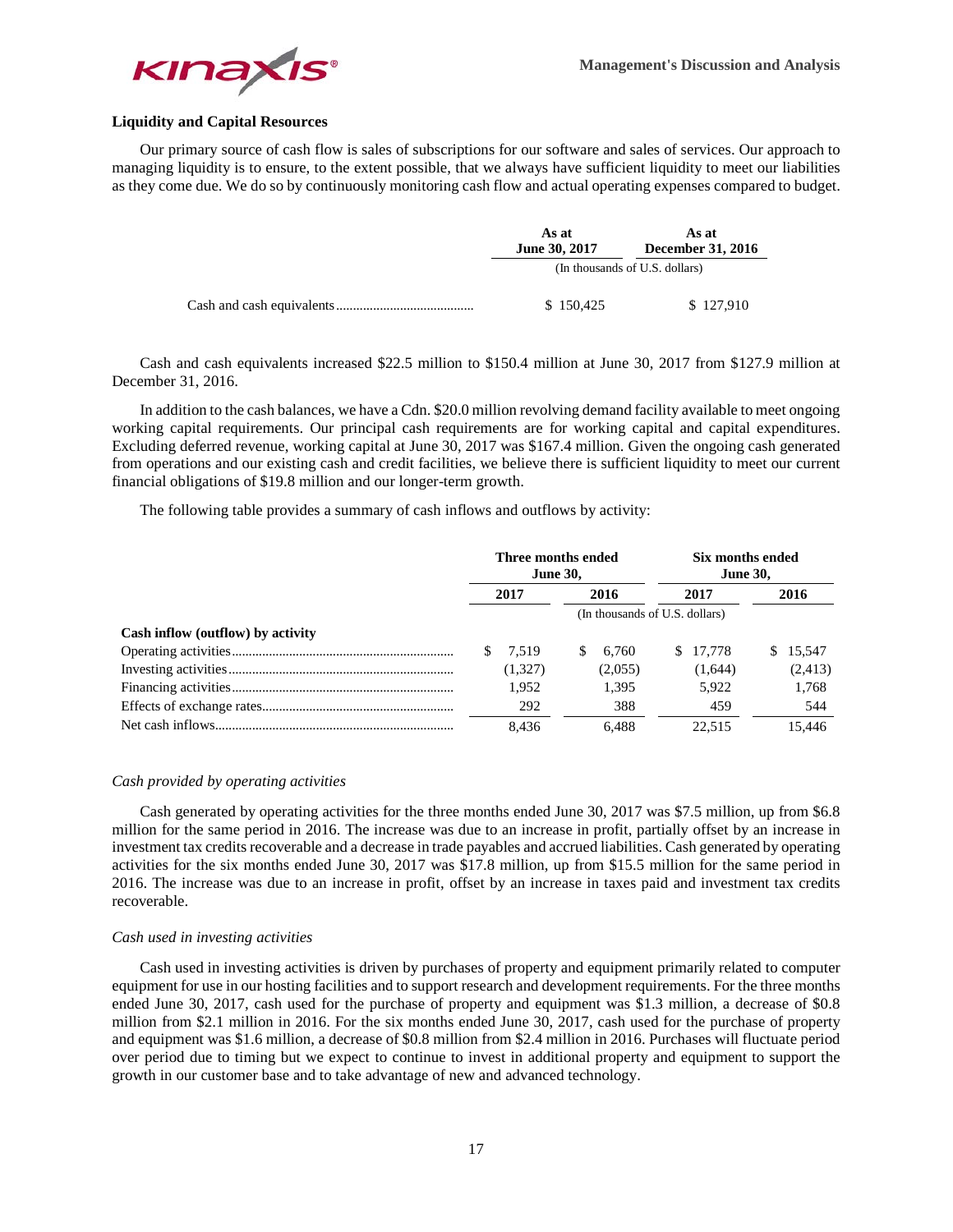## Liquidity and Capital Resources

Our primary source of cash flow is sales of subscriptions for our software and sales of services. Our approach to managing liquidity is to ensure, to the extent possible, that we always have sufficient liquidity to meet our liabilities as they come due. We do so by continuously monitoring cash flow and actual operating expenses compared to budget.

| | As at June 30, 2017 | As at December 31, 2016 |
|---|---|---|
| | (In thousands of U.S. dollars) | |
| Cash and cash equivalents | $ 150,425 | $ 127,910 |

Cash and cash equivalents increased $22.5 million to $150.4 million at June 30, 2017 from $127.9 million at December 31, 2016.

In addition to the cash balances, we have a Cdn. $20.0 million revolving demand facility available to meet ongoing working capital requirements. Our principal cash requirements are for working capital and capital expenditures. Excluding deferred revenue, working capital at June 30, 2017 was $167.4 million. Given the ongoing cash generated from operations and our existing cash and credit facilities, we believe there is sufficient liquidity to meet our current financial obligations of $19.8 million and our longer-term growth.

The following table provides a summary of cash inflows and outflows by activity:

| | Three months ended June 30, | | Six months ended June 30, | |
|---|---|---|---|---|
| | 2017 | 2016 | 2017 | 2016 |
| | (In thousands of U.S. dollars) | | | |
| **Cash inflow (outflow) by activity** | | | | |
| Operating activities | $ 7,519 | $ 6,760 | $ 17,778 | $ 15,547 |
| Investing activities | (1,327) | (2,055) | (1,644) | (2,413) |
| Financing activities | 1,952 | 1,395 | 5,922 | 1,768 |
| Effects of exchange rates | 292 | 388 | 459 | 544 |
| Net cash inflows | 8,436 | 6,488 | 22,515 | 15,446 |

*Cash provided by operating activities*

Cash generated by operating activities for the three months ended June 30, 2017 was $7.5 million, up from $6.8 million for the same period in 2016. The increase was due to an increase in profit, partially offset by an increase in investment tax credits recoverable and a decrease in trade payables and accrued liabilities. Cash generated by operating activities for the six months ended June 30, 2017 was $17.8 million, up from $15.5 million for the same period in 2016. The increase was due to an increase in profit, offset by an increase in taxes paid and investment tax credits recoverable.

*Cash used in investing activities*

Cash used in investing activities is driven by purchases of property and equipment primarily related to computer equipment for use in our hosting facilities and to support research and development requirements. For the three months ended June 30, 2017, cash used for the purchase of property and equipment was $1.3 million, a decrease of $0.8 million from $2.1 million in 2016. For the six months ended June 30, 2017, cash used for the purchase of property and equipment was $1.6 million, a decrease of $0.8 million from $2.4 million in 2016. Purchases will fluctuate period over period due to timing but we expect to continue to invest in additional property and equipment to support the growth in our customer base and to take advantage of new and advanced technology.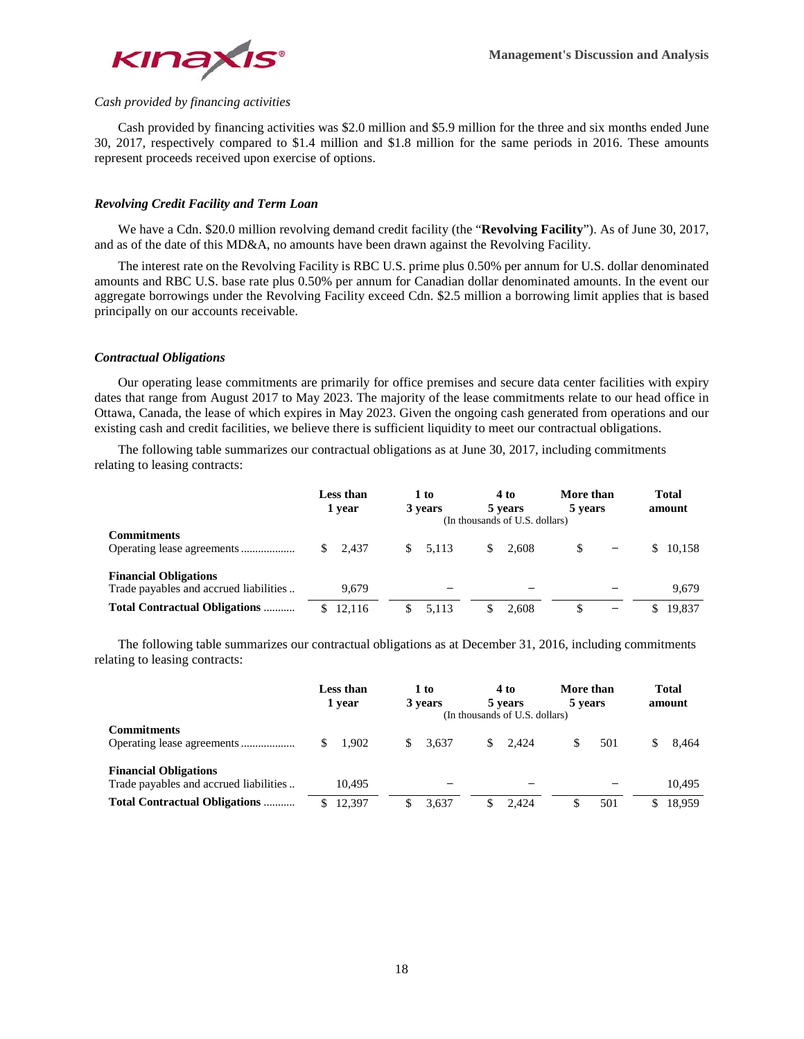*Cash provided by financing activities*

Cash provided by financing activities was $2.0 million and $5.9 million for the three and six months ended June 30, 2017, respectively compared to $1.4 million and $1.8 million for the same periods in 2016. These amounts represent proceeds received upon exercise of options.

### *Revolving Credit Facility and Term Loan*

We have a Cdn. $20.0 million revolving demand credit facility (the "**Revolving Facility**"). As of June 30, 2017, and as of the date of this MD&A, no amounts have been drawn against the Revolving Facility.

The interest rate on the Revolving Facility is RBC U.S. prime plus 0.50% per annum for U.S. dollar denominated amounts and RBC U.S. base rate plus 0.50% per annum for Canadian dollar denominated amounts. In the event our aggregate borrowings under the Revolving Facility exceed Cdn. $2.5 million a borrowing limit applies that is based principally on our accounts receivable.

### *Contractual Obligations*

Our operating lease commitments are primarily for office premises and secure data center facilities with expiry dates that range from August 2017 to May 2023. The majority of the lease commitments relate to our head office in Ottawa, Canada, the lease of which expires in May 2023. Given the ongoing cash generated from operations and our existing cash and credit facilities, we believe there is sufficient liquidity to meet our contractual obligations.

The following table summarizes our contractual obligations as at June 30, 2017, including commitments relating to leasing contracts:

| | Less than 1 year | 1 to 3 years | 4 to 5 years | More than 5 years | Total amount |
|---|---|---|---|---|---|
| | (In thousands of U.S. dollars) | | | | |
| **Commitments** | | | | | |
| Operating lease agreements | $ 2,437 | $ 5,113 | $ 2,608 | $ – | $ 10,158 |
| **Financial Obligations** | | | | | |
| Trade payables and accrued liabilities | 9,679 | – | – | – | 9,679 |
| **Total Contractual Obligations** | $ 12,116 | $ 5,113 | $ 2,608 | $ – | $ 19,837 |

The following table summarizes our contractual obligations as at December 31, 2016, including commitments relating to leasing contracts:

| | Less than 1 year | 1 to 3 years | 4 to 5 years | More than 5 years | Total amount |
|---|---|---|---|---|---|
| | (In thousands of U.S. dollars) | | | | |
| **Commitments** | | | | | |
| Operating lease agreements | $ 1,902 | $ 3,637 | $ 2,424 | $ 501 | $ 8,464 |
| **Financial Obligations** | | | | | |
| Trade payables and accrued liabilities | 10,495 | – | – | – | 10,495 |
| **Total Contractual Obligations** | $ 12,397 | $ 3,637 | $ 2,424 | $ 501 | $ 18,959 |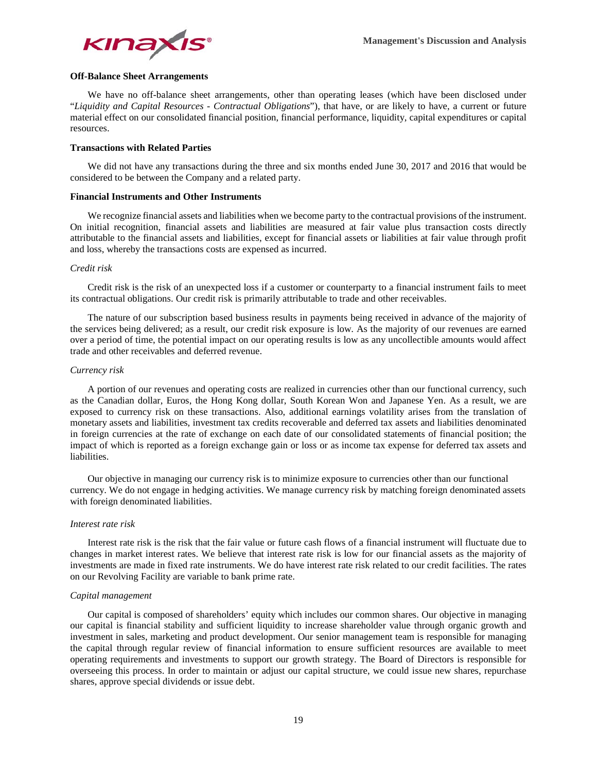### Off-Balance Sheet Arrangements

We have no off-balance sheet arrangements, other than operating leases (which have been disclosed under "*Liquidity and Capital Resources - Contractual Obligations*"), that have, or are likely to have, a current or future material effect on our consolidated financial position, financial performance, liquidity, capital expenditures or capital resources.

### Transactions with Related Parties

We did not have any transactions during the three and six months ended June 30, 2017 and 2016 that would be considered to be between the Company and a related party.

### Financial Instruments and Other Instruments

We recognize financial assets and liabilities when we become party to the contractual provisions of the instrument. On initial recognition, financial assets and liabilities are measured at fair value plus transaction costs directly attributable to the financial assets and liabilities, except for financial assets or liabilities at fair value through profit and loss, whereby the transactions costs are expensed as incurred.

*Credit risk*

Credit risk is the risk of an unexpected loss if a customer or counterparty to a financial instrument fails to meet its contractual obligations. Our credit risk is primarily attributable to trade and other receivables.

The nature of our subscription based business results in payments being received in advance of the majority of the services being delivered; as a result, our credit risk exposure is low. As the majority of our revenues are earned over a period of time, the potential impact on our operating results is low as any uncollectible amounts would affect trade and other receivables and deferred revenue.

*Currency risk*

A portion of our revenues and operating costs are realized in currencies other than our functional currency, such as the Canadian dollar, Euros, the Hong Kong dollar, South Korean Won and Japanese Yen. As a result, we are exposed to currency risk on these transactions. Also, additional earnings volatility arises from the translation of monetary assets and liabilities, investment tax credits recoverable and deferred tax assets and liabilities denominated in foreign currencies at the rate of exchange on each date of our consolidated statements of financial position; the impact of which is reported as a foreign exchange gain or loss or as income tax expense for deferred tax assets and liabilities.

Our objective in managing our currency risk is to minimize exposure to currencies other than our functional currency. We do not engage in hedging activities. We manage currency risk by matching foreign denominated assets with foreign denominated liabilities.

*Interest rate risk*

Interest rate risk is the risk that the fair value or future cash flows of a financial instrument will fluctuate due to changes in market interest rates. We believe that interest rate risk is low for our financial assets as the majority of investments are made in fixed rate instruments. We do have interest rate risk related to our credit facilities. The rates on our Revolving Facility are variable to bank prime rate.

*Capital management*

Our capital is composed of shareholders' equity which includes our common shares. Our objective in managing our capital is financial stability and sufficient liquidity to increase shareholder value through organic growth and investment in sales, marketing and product development. Our senior management team is responsible for managing the capital through regular review of financial information to ensure sufficient resources are available to meet operating requirements and investments to support our growth strategy. The Board of Directors is responsible for overseeing this process. In order to maintain or adjust our capital structure, we could issue new shares, repurchase shares, approve special dividends or issue debt.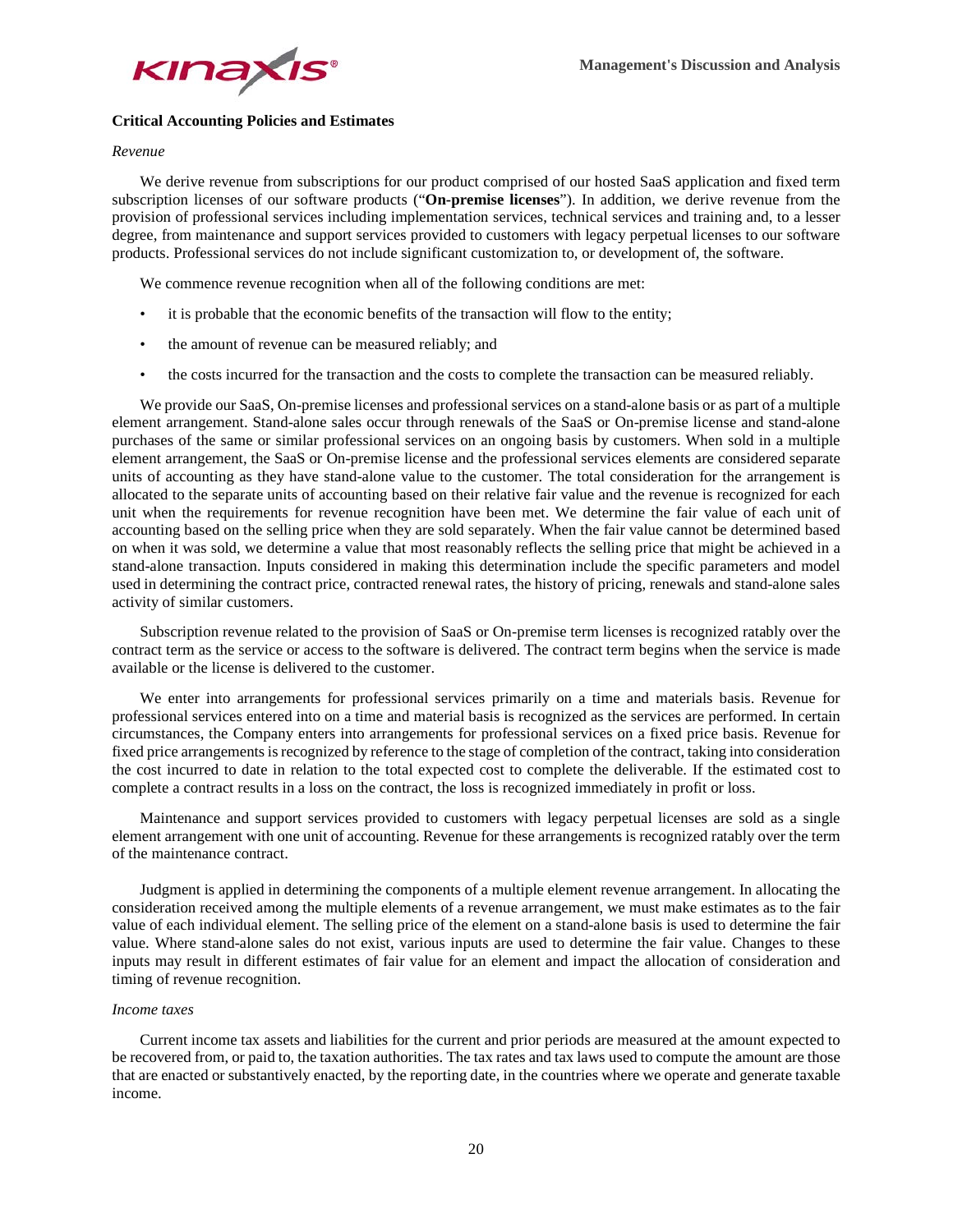### Critical Accounting Policies and Estimates

*Revenue*

We derive revenue from subscriptions for our product comprised of our hosted SaaS application and fixed term subscription licenses of our software products ("**On-premise licenses**"). In addition, we derive revenue from the provision of professional services including implementation services, technical services and training and, to a lesser degree, from maintenance and support services provided to customers with legacy perpetual licenses to our software products. Professional services do not include significant customization to, or development of, the software.

We commence revenue recognition when all of the following conditions are met:

- it is probable that the economic benefits of the transaction will flow to the entity;
- the amount of revenue can be measured reliably; and
- the costs incurred for the transaction and the costs to complete the transaction can be measured reliably.

We provide our SaaS, On-premise licenses and professional services on a stand-alone basis or as part of a multiple element arrangement. Stand-alone sales occur through renewals of the SaaS or On-premise license and stand-alone purchases of the same or similar professional services on an ongoing basis by customers. When sold in a multiple element arrangement, the SaaS or On-premise license and the professional services elements are considered separate units of accounting as they have stand-alone value to the customer. The total consideration for the arrangement is allocated to the separate units of accounting based on their relative fair value and the revenue is recognized for each unit when the requirements for revenue recognition have been met. We determine the fair value of each unit of accounting based on the selling price when they are sold separately. When the fair value cannot be determined based on when it was sold, we determine a value that most reasonably reflects the selling price that might be achieved in a stand-alone transaction. Inputs considered in making this determination include the specific parameters and model used in determining the contract price, contracted renewal rates, the history of pricing, renewals and stand-alone sales activity of similar customers.

Subscription revenue related to the provision of SaaS or On-premise term licenses is recognized ratably over the contract term as the service or access to the software is delivered. The contract term begins when the service is made available or the license is delivered to the customer.

We enter into arrangements for professional services primarily on a time and materials basis. Revenue for professional services entered into on a time and material basis is recognized as the services are performed. In certain circumstances, the Company enters into arrangements for professional services on a fixed price basis. Revenue for fixed price arrangements is recognized by reference to the stage of completion of the contract, taking into consideration the cost incurred to date in relation to the total expected cost to complete the deliverable. If the estimated cost to complete a contract results in a loss on the contract, the loss is recognized immediately in profit or loss.

Maintenance and support services provided to customers with legacy perpetual licenses are sold as a single element arrangement with one unit of accounting. Revenue for these arrangements is recognized ratably over the term of the maintenance contract.

Judgment is applied in determining the components of a multiple element revenue arrangement. In allocating the consideration received among the multiple elements of a revenue arrangement, we must make estimates as to the fair value of each individual element. The selling price of the element on a stand-alone basis is used to determine the fair value. Where stand-alone sales do not exist, various inputs are used to determine the fair value. Changes to these inputs may result in different estimates of fair value for an element and impact the allocation of consideration and timing of revenue recognition.

*Income taxes*

Current income tax assets and liabilities for the current and prior periods are measured at the amount expected to be recovered from, or paid to, the taxation authorities. The tax rates and tax laws used to compute the amount are those that are enacted or substantively enacted, by the reporting date, in the countries where we operate and generate taxable income.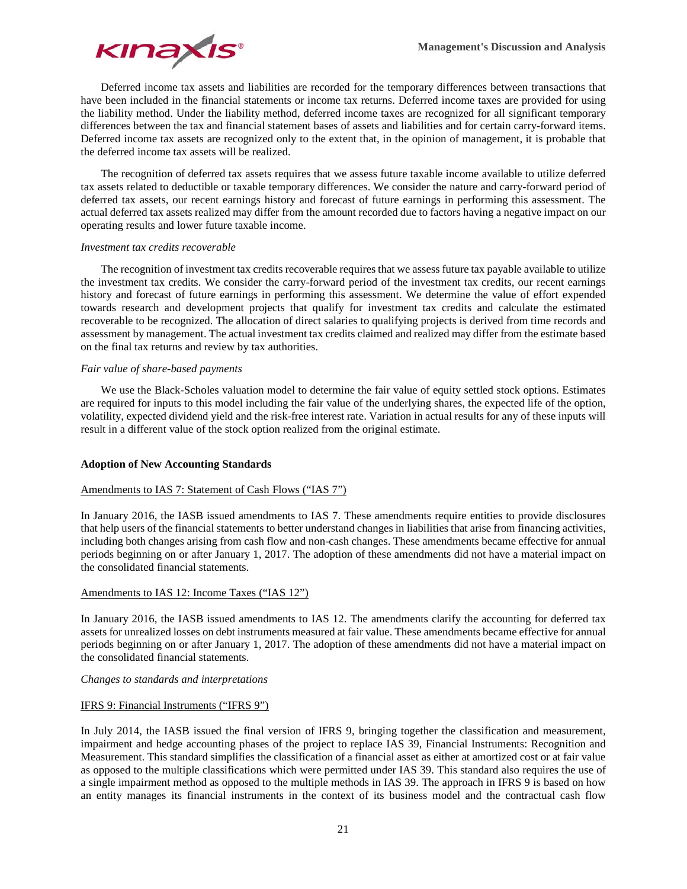Deferred income tax assets and liabilities are recorded for the temporary differences between transactions that have been included in the financial statements or income tax returns. Deferred income taxes are provided for using the liability method. Under the liability method, deferred income taxes are recognized for all significant temporary differences between the tax and financial statement bases of assets and liabilities and for certain carry-forward items. Deferred income tax assets are recognized only to the extent that, in the opinion of management, it is probable that the deferred income tax assets will be realized.

The recognition of deferred tax assets requires that we assess future taxable income available to utilize deferred tax assets related to deductible or taxable temporary differences. We consider the nature and carry-forward period of deferred tax assets, our recent earnings history and forecast of future earnings in performing this assessment. The actual deferred tax assets realized may differ from the amount recorded due to factors having a negative impact on our operating results and lower future taxable income.

*Investment tax credits recoverable*

The recognition of investment tax credits recoverable requires that we assess future tax payable available to utilize the investment tax credits. We consider the carry-forward period of the investment tax credits, our recent earnings history and forecast of future earnings in performing this assessment. We determine the value of effort expended towards research and development projects that qualify for investment tax credits and calculate the estimated recoverable to be recognized. The allocation of direct salaries to qualifying projects is derived from time records and assessment by management. The actual investment tax credits claimed and realized may differ from the estimate based on the final tax returns and review by tax authorities.

*Fair value of share-based payments*

We use the Black-Scholes valuation model to determine the fair value of equity settled stock options. Estimates are required for inputs to this model including the fair value of the underlying shares, the expected life of the option, volatility, expected dividend yield and the risk-free interest rate. Variation in actual results for any of these inputs will result in a different value of the stock option realized from the original estimate.

**Adoption of New Accounting Standards**

Amendments to IAS 7: Statement of Cash Flows ("IAS 7")

In January 2016, the IASB issued amendments to IAS 7. These amendments require entities to provide disclosures that help users of the financial statements to better understand changes in liabilities that arise from financing activities, including both changes arising from cash flow and non-cash changes. These amendments became effective for annual periods beginning on or after January 1, 2017. The adoption of these amendments did not have a material impact on the consolidated financial statements.

Amendments to IAS 12: Income Taxes ("IAS 12")

In January 2016, the IASB issued amendments to IAS 12. The amendments clarify the accounting for deferred tax assets for unrealized losses on debt instruments measured at fair value. These amendments became effective for annual periods beginning on or after January 1, 2017. The adoption of these amendments did not have a material impact on the consolidated financial statements.

*Changes to standards and interpretations*

IFRS 9: Financial Instruments ("IFRS 9")

In July 2014, the IASB issued the final version of IFRS 9, bringing together the classification and measurement, impairment and hedge accounting phases of the project to replace IAS 39, Financial Instruments: Recognition and Measurement. This standard simplifies the classification of a financial asset as either at amortized cost or at fair value as opposed to the multiple classifications which were permitted under IAS 39. This standard also requires the use of a single impairment method as opposed to the multiple methods in IAS 39. The approach in IFRS 9 is based on how an entity manages its financial instruments in the context of its business model and the contractual cash flow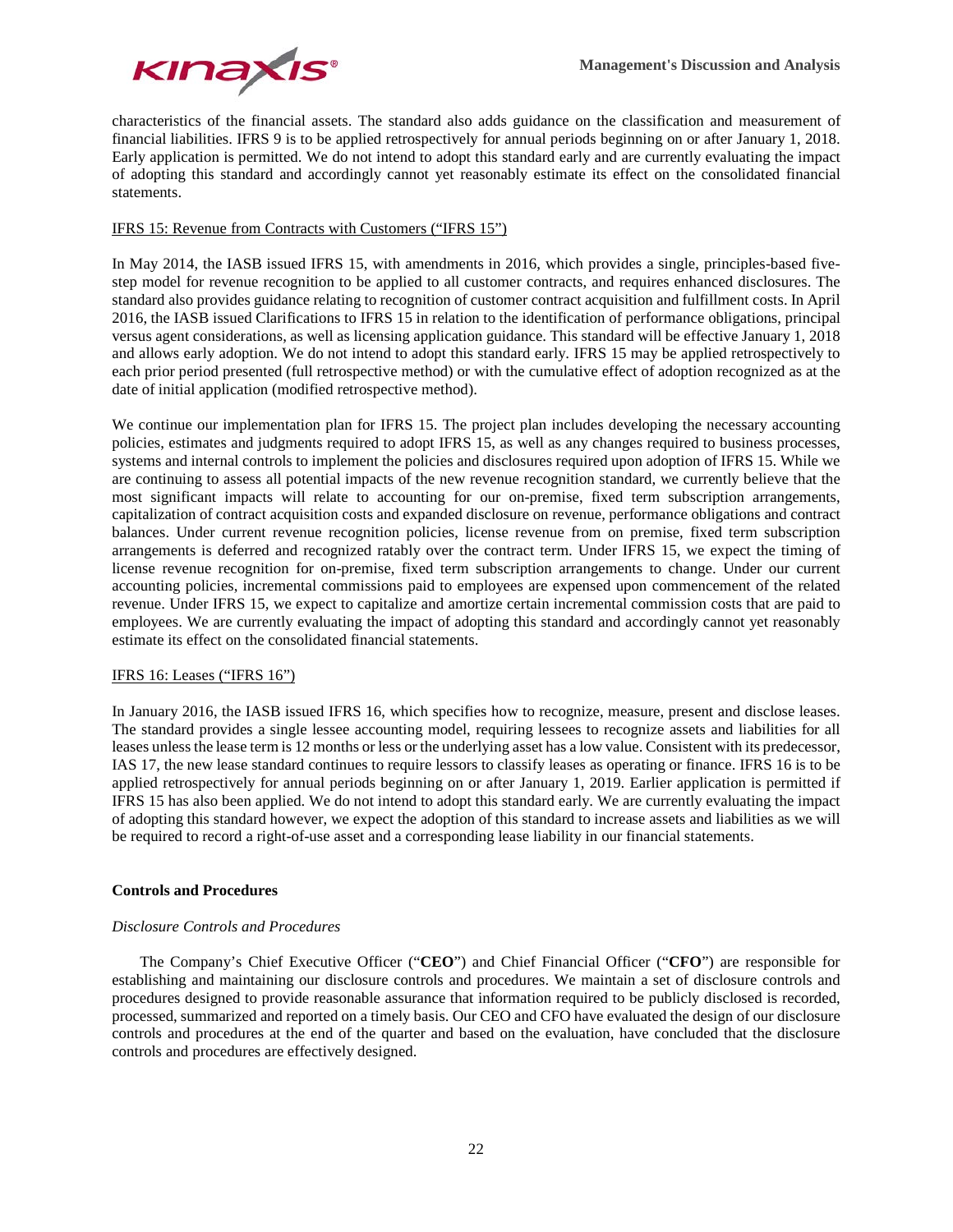characteristics of the financial assets. The standard also adds guidance on the classification and measurement of financial liabilities. IFRS 9 is to be applied retrospectively for annual periods beginning on or after January 1, 2018. Early application is permitted. We do not intend to adopt this standard early and are currently evaluating the impact of adopting this standard and accordingly cannot yet reasonably estimate its effect on the consolidated financial statements.

IFRS 15: Revenue from Contracts with Customers ("IFRS 15")

In May 2014, the IASB issued IFRS 15, with amendments in 2016, which provides a single, principles-based five-step model for revenue recognition to be applied to all customer contracts, and requires enhanced disclosures. The standard also provides guidance relating to recognition of customer contract acquisition and fulfillment costs. In April 2016, the IASB issued Clarifications to IFRS 15 in relation to the identification of performance obligations, principal versus agent considerations, as well as licensing application guidance. This standard will be effective January 1, 2018 and allows early adoption. We do not intend to adopt this standard early. IFRS 15 may be applied retrospectively to each prior period presented (full retrospective method) or with the cumulative effect of adoption recognized as at the date of initial application (modified retrospective method).

We continue our implementation plan for IFRS 15. The project plan includes developing the necessary accounting policies, estimates and judgments required to adopt IFRS 15, as well as any changes required to business processes, systems and internal controls to implement the policies and disclosures required upon adoption of IFRS 15. While we are continuing to assess all potential impacts of the new revenue recognition standard, we currently believe that the most significant impacts will relate to accounting for our on-premise, fixed term subscription arrangements, capitalization of contract acquisition costs and expanded disclosure on revenue, performance obligations and contract balances. Under current revenue recognition policies, license revenue from on premise, fixed term subscription arrangements is deferred and recognized ratably over the contract term. Under IFRS 15, we expect the timing of license revenue recognition for on-premise, fixed term subscription arrangements to change. Under our current accounting policies, incremental commissions paid to employees are expensed upon commencement of the related revenue. Under IFRS 15, we expect to capitalize and amortize certain incremental commission costs that are paid to employees. We are currently evaluating the impact of adopting this standard and accordingly cannot yet reasonably estimate its effect on the consolidated financial statements.

IFRS 16: Leases ("IFRS 16")

In January 2016, the IASB issued IFRS 16, which specifies how to recognize, measure, present and disclose leases. The standard provides a single lessee accounting model, requiring lessees to recognize assets and liabilities for all leases unless the lease term is 12 months or less or the underlying asset has a low value. Consistent with its predecessor, IAS 17, the new lease standard continues to require lessors to classify leases as operating or finance. IFRS 16 is to be applied retrospectively for annual periods beginning on or after January 1, 2019. Earlier application is permitted if IFRS 15 has also been applied. We do not intend to adopt this standard early. We are currently evaluating the impact of adopting this standard however, we expect the adoption of this standard to increase assets and liabilities as we will be required to record a right-of-use asset and a corresponding lease liability in our financial statements.

## Controls and Procedures

### *Disclosure Controls and Procedures*

The Company's Chief Executive Officer ("**CEO**") and Chief Financial Officer ("**CFO**") are responsible for establishing and maintaining our disclosure controls and procedures. We maintain a set of disclosure controls and procedures designed to provide reasonable assurance that information required to be publicly disclosed is recorded, processed, summarized and reported on a timely basis. Our CEO and CFO have evaluated the design of our disclosure controls and procedures at the end of the quarter and based on the evaluation, have concluded that the disclosure controls and procedures are effectively designed.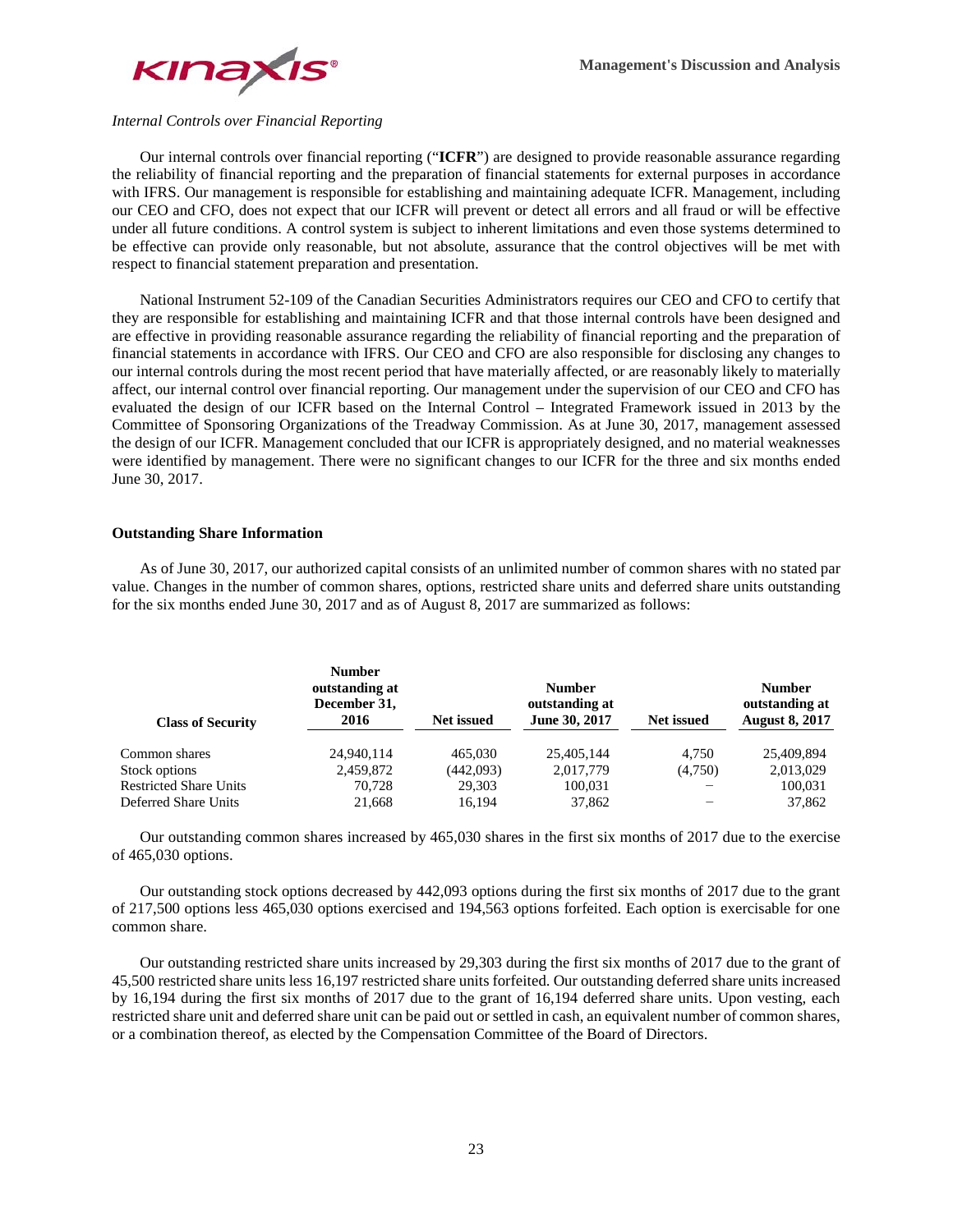*Internal Controls over Financial Reporting*

Our internal controls over financial reporting ("**ICFR**") are designed to provide reasonable assurance regarding the reliability of financial reporting and the preparation of financial statements for external purposes in accordance with IFRS. Our management is responsible for establishing and maintaining adequate ICFR. Management, including our CEO and CFO, does not expect that our ICFR will prevent or detect all errors and all fraud or will be effective under all future conditions. A control system is subject to inherent limitations and even those systems determined to be effective can provide only reasonable, but not absolute, assurance that the control objectives will be met with respect to financial statement preparation and presentation.

National Instrument 52-109 of the Canadian Securities Administrators requires our CEO and CFO to certify that they are responsible for establishing and maintaining ICFR and that those internal controls have been designed and are effective in providing reasonable assurance regarding the reliability of financial reporting and the preparation of financial statements in accordance with IFRS. Our CEO and CFO are also responsible for disclosing any changes to our internal controls during the most recent period that have materially affected, or are reasonably likely to materially affect, our internal control over financial reporting. Our management under the supervision of our CEO and CFO has evaluated the design of our ICFR based on the Internal Control – Integrated Framework issued in 2013 by the Committee of Sponsoring Organizations of the Treadway Commission. As at June 30, 2017, management assessed the design of our ICFR. Management concluded that our ICFR is appropriately designed, and no material weaknesses were identified by management. There were no significant changes to our ICFR for the three and six months ended June 30, 2017.

**Outstanding Share Information**

As of June 30, 2017, our authorized capital consists of an unlimited number of common shares with no stated par value. Changes in the number of common shares, options, restricted share units and deferred share units outstanding for the six months ended June 30, 2017 and as of August 8, 2017 are summarized as follows:

| Class of Security | Number outstanding at December 31, 2016 | Net issued | Number outstanding at June 30, 2017 | Net issued | Number outstanding at August 8, 2017 |
|---|---|---|---|---|---|
| Common shares | 24,940,114 | 465,030 | 25,405,144 | 4,750 | 25,409,894 |
| Stock options | 2,459,872 | (442,093) | 2,017,779 | (4,750) | 2,013,029 |
| Restricted Share Units | 70,728 | 29,303 | 100,031 | – | 100,031 |
| Deferred Share Units | 21,668 | 16,194 | 37,862 | – | 37,862 |

Our outstanding common shares increased by 465,030 shares in the first six months of 2017 due to the exercise of 465,030 options.

Our outstanding stock options decreased by 442,093 options during the first six months of 2017 due to the grant of 217,500 options less 465,030 options exercised and 194,563 options forfeited. Each option is exercisable for one common share.

Our outstanding restricted share units increased by 29,303 during the first six months of 2017 due to the grant of 45,500 restricted share units less 16,197 restricted share units forfeited. Our outstanding deferred share units increased by 16,194 during the first six months of 2017 due to the grant of 16,194 deferred share units. Upon vesting, each restricted share unit and deferred share unit can be paid out or settled in cash, an equivalent number of common shares, or a combination thereof, as elected by the Compensation Committee of the Board of Directors.